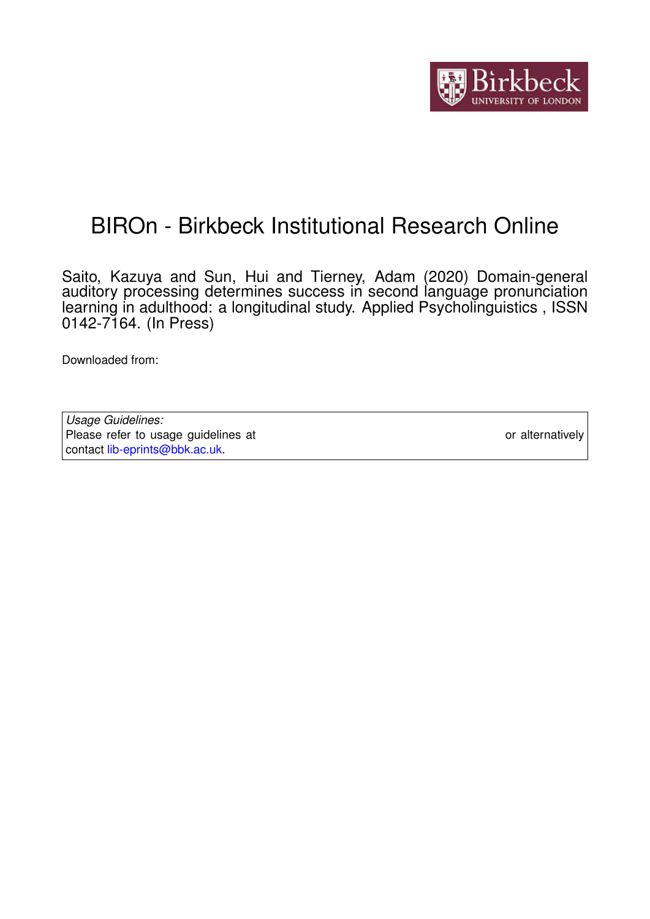# BIROn - Birkbeck Institutional Research Online

Saito, Kazuya and Sun, Hui and Tierney, Adam (2020) Domain-general auditory processing determines success in second language pronunciation learning in adulthood: a longitudinal study. Applied Psycholinguistics , ISSN 0142-7164. (In Press)

Downloaded from:

*Usage Guidelines:*
Please refer to usage guidelines at or alternatively contact lib-eprints@bbk.ac.uk.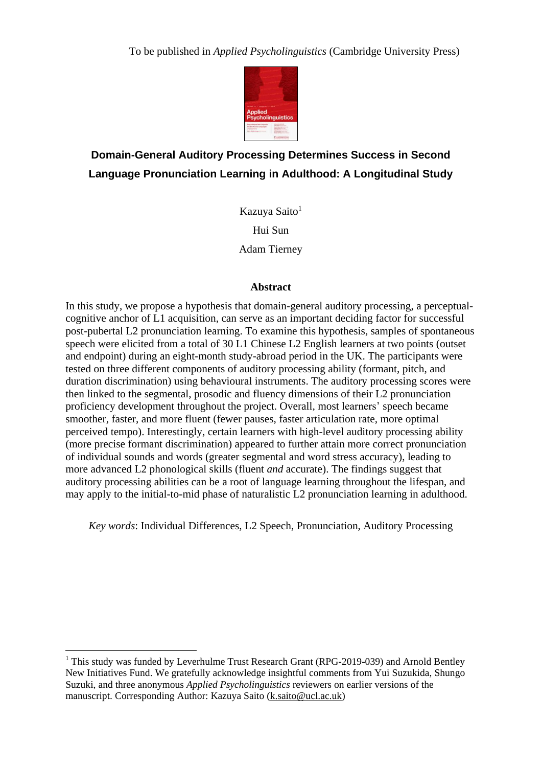To be published in *Applied Psycholinguistics* (Cambridge University Press)

# Domain-General Auditory Processing Determines Success in Second Language Pronunciation Learning in Adulthood: A Longitudinal Study

Kazuya Saito[1]

Hui Sun

Adam Tierney

## Abstract

In this study, we propose a hypothesis that domain-general auditory processing, a perceptual-cognitive anchor of L1 acquisition, can serve as an important deciding factor for successful post-pubertal L2 pronunciation learning. To examine this hypothesis, samples of spontaneous speech were elicited from a total of 30 L1 Chinese L2 English learners at two points (outset and endpoint) during an eight-month study-abroad period in the UK. The participants were tested on three different components of auditory processing ability (formant, pitch, and duration discrimination) using behavioural instruments. The auditory processing scores were then linked to the segmental, prosodic and fluency dimensions of their L2 pronunciation proficiency development throughout the project. Overall, most learners' speech became smoother, faster, and more fluent (fewer pauses, faster articulation rate, more optimal perceived tempo). Interestingly, certain learners with high-level auditory processing ability (more precise formant discrimination) appeared to further attain more correct pronunciation of individual sounds and words (greater segmental and word stress accuracy), leading to more advanced L2 phonological skills (fluent *and* accurate). The findings suggest that auditory processing abilities can be a root of language learning throughout the lifespan, and may apply to the initial-to-mid phase of naturalistic L2 pronunciation learning in adulthood.

*Key words*: Individual Differences, L2 Speech, Pronunciation, Auditory Processing

---

[1] This study was funded by Leverhulme Trust Research Grant (RPG-2019-039) and Arnold Bentley New Initiatives Fund. We gratefully acknowledge insightful comments from Yui Suzukida, Shungo Suzuki, and three anonymous *Applied Psycholinguistics* reviewers on earlier versions of the manuscript. Corresponding Author: Kazuya Saito (k.saito@ucl.ac.uk)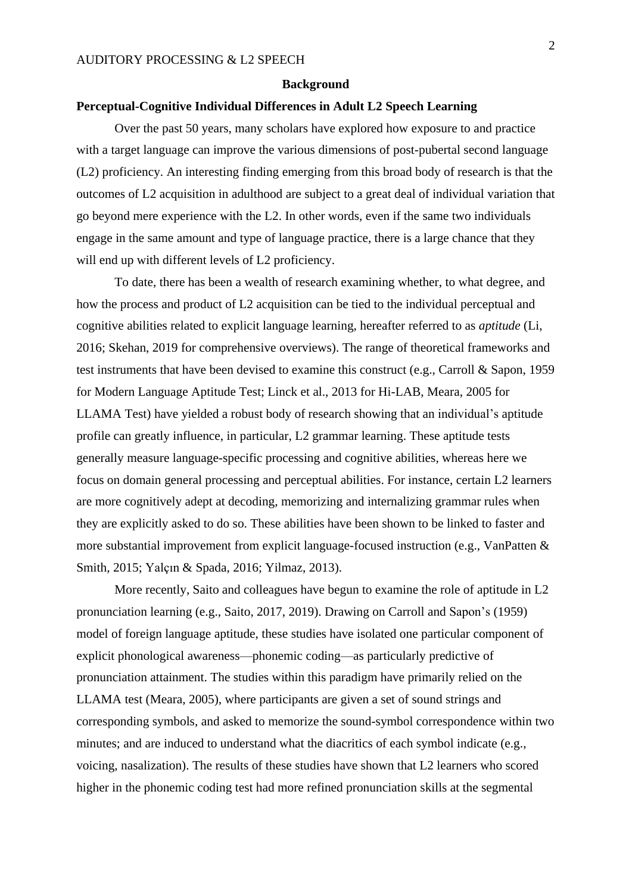## Background

### Perceptual-Cognitive Individual Differences in Adult L2 Speech Learning

Over the past 50 years, many scholars have explored how exposure to and practice with a target language can improve the various dimensions of post-pubertal second language (L2) proficiency. An interesting finding emerging from this broad body of research is that the outcomes of L2 acquisition in adulthood are subject to a great deal of individual variation that go beyond mere experience with the L2. In other words, even if the same two individuals engage in the same amount and type of language practice, there is a large chance that they will end up with different levels of L2 proficiency.

To date, there has been a wealth of research examining whether, to what degree, and how the process and product of L2 acquisition can be tied to the individual perceptual and cognitive abilities related to explicit language learning, hereafter referred to as *aptitude* (Li, 2016; Skehan, 2019 for comprehensive overviews). The range of theoretical frameworks and test instruments that have been devised to examine this construct (e.g., Carroll & Sapon, 1959 for Modern Language Aptitude Test; Linck et al., 2013 for Hi-LAB, Meara, 2005 for LLAMA Test) have yielded a robust body of research showing that an individual's aptitude profile can greatly influence, in particular, L2 grammar learning. These aptitude tests generally measure language-specific processing and cognitive abilities, whereas here we focus on domain general processing and perceptual abilities. For instance, certain L2 learners are more cognitively adept at decoding, memorizing and internalizing grammar rules when they are explicitly asked to do so. These abilities have been shown to be linked to faster and more substantial improvement from explicit language-focused instruction (e.g., VanPatten & Smith, 2015; Yalçın & Spada, 2016; Yilmaz, 2013).

More recently, Saito and colleagues have begun to examine the role of aptitude in L2 pronunciation learning (e.g., Saito, 2017, 2019). Drawing on Carroll and Sapon's (1959) model of foreign language aptitude, these studies have isolated one particular component of explicit phonological awareness—phonemic coding—as particularly predictive of pronunciation attainment. The studies within this paradigm have primarily relied on the LLAMA test (Meara, 2005), where participants are given a set of sound strings and corresponding symbols, and asked to memorize the sound-symbol correspondence within two minutes; and are induced to understand what the diacritics of each symbol indicate (e.g., voicing, nasalization). The results of these studies have shown that L2 learners who scored higher in the phonemic coding test had more refined pronunciation skills at the segmental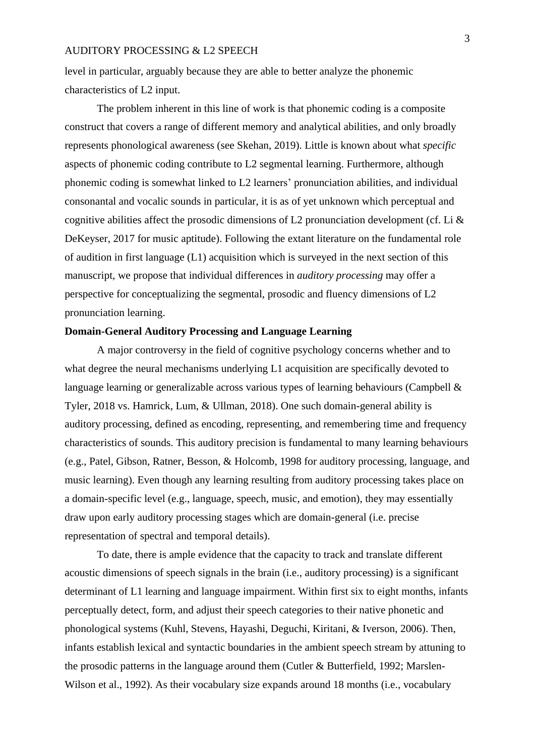level in particular, arguably because they are able to better analyze the phonemic characteristics of L2 input.

The problem inherent in this line of work is that phonemic coding is a composite construct that covers a range of different memory and analytical abilities, and only broadly represents phonological awareness (see Skehan, 2019). Little is known about what *specific* aspects of phonemic coding contribute to L2 segmental learning. Furthermore, although phonemic coding is somewhat linked to L2 learners' pronunciation abilities, and individual consonantal and vocalic sounds in particular, it is as of yet unknown which perceptual and cognitive abilities affect the prosodic dimensions of L2 pronunciation development (cf. Li & DeKeyser, 2017 for music aptitude). Following the extant literature on the fundamental role of audition in first language (L1) acquisition which is surveyed in the next section of this manuscript, we propose that individual differences in *auditory processing* may offer a perspective for conceptualizing the segmental, prosodic and fluency dimensions of L2 pronunciation learning.

**Domain-General Auditory Processing and Language Learning**

A major controversy in the field of cognitive psychology concerns whether and to what degree the neural mechanisms underlying L1 acquisition are specifically devoted to language learning or generalizable across various types of learning behaviours (Campbell & Tyler, 2018 vs. Hamrick, Lum, & Ullman, 2018). One such domain-general ability is auditory processing, defined as encoding, representing, and remembering time and frequency characteristics of sounds. This auditory precision is fundamental to many learning behaviours (e.g., Patel, Gibson, Ratner, Besson, & Holcomb, 1998 for auditory processing, language, and music learning). Even though any learning resulting from auditory processing takes place on a domain-specific level (e.g., language, speech, music, and emotion), they may essentially draw upon early auditory processing stages which are domain-general (i.e. precise representation of spectral and temporal details).

To date, there is ample evidence that the capacity to track and translate different acoustic dimensions of speech signals in the brain (i.e., auditory processing) is a significant determinant of L1 learning and language impairment. Within first six to eight months, infants perceptually detect, form, and adjust their speech categories to their native phonetic and phonological systems (Kuhl, Stevens, Hayashi, Deguchi, Kiritani, & Iverson, 2006). Then, infants establish lexical and syntactic boundaries in the ambient speech stream by attuning to the prosodic patterns in the language around them (Cutler & Butterfield, 1992; Marslen-Wilson et al., 1992). As their vocabulary size expands around 18 months (i.e., vocabulary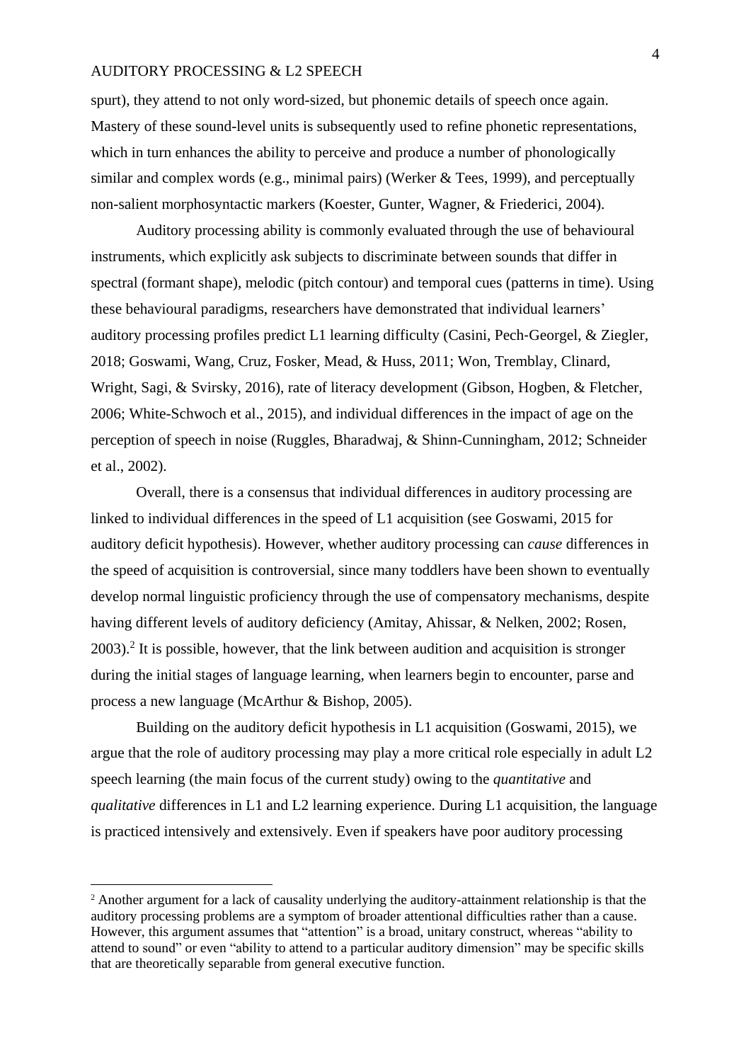spurt), they attend to not only word-sized, but phonemic details of speech once again. Mastery of these sound-level units is subsequently used to refine phonetic representations, which in turn enhances the ability to perceive and produce a number of phonologically similar and complex words (e.g., minimal pairs) (Werker & Tees, 1999), and perceptually non-salient morphosyntactic markers (Koester, Gunter, Wagner, & Friederici, 2004).

Auditory processing ability is commonly evaluated through the use of behavioural instruments, which explicitly ask subjects to discriminate between sounds that differ in spectral (formant shape), melodic (pitch contour) and temporal cues (patterns in time). Using these behavioural paradigms, researchers have demonstrated that individual learners' auditory processing profiles predict L1 learning difficulty (Casini, Pech-Georgel, & Ziegler, 2018; Goswami, Wang, Cruz, Fosker, Mead, & Huss, 2011; Won, Tremblay, Clinard, Wright, Sagi, & Svirsky, 2016), rate of literacy development (Gibson, Hogben, & Fletcher, 2006; White-Schwoch et al., 2015), and individual differences in the impact of age on the perception of speech in noise (Ruggles, Bharadwaj, & Shinn-Cunningham, 2012; Schneider et al., 2002).

Overall, there is a consensus that individual differences in auditory processing are linked to individual differences in the speed of L1 acquisition (see Goswami, 2015 for auditory deficit hypothesis). However, whether auditory processing can *cause* differences in the speed of acquisition is controversial, since many toddlers have been shown to eventually develop normal linguistic proficiency through the use of compensatory mechanisms, despite having different levels of auditory deficiency (Amitay, Ahissar, & Nelken, 2002; Rosen, 2003).[2] It is possible, however, that the link between audition and acquisition is stronger during the initial stages of language learning, when learners begin to encounter, parse and process a new language (McArthur & Bishop, 2005).

Building on the auditory deficit hypothesis in L1 acquisition (Goswami, 2015), we argue that the role of auditory processing may play a more critical role especially in adult L2 speech learning (the main focus of the current study) owing to the *quantitative* and *qualitative* differences in L1 and L2 learning experience. During L1 acquisition, the language is practiced intensively and extensively. Even if speakers have poor auditory processing

[2] Another argument for a lack of causality underlying the auditory-attainment relationship is that the auditory processing problems are a symptom of broader attentional difficulties rather than a cause. However, this argument assumes that "attention" is a broad, unitary construct, whereas "ability to attend to sound" or even "ability to attend to a particular auditory dimension" may be specific skills that are theoretically separable from general executive function.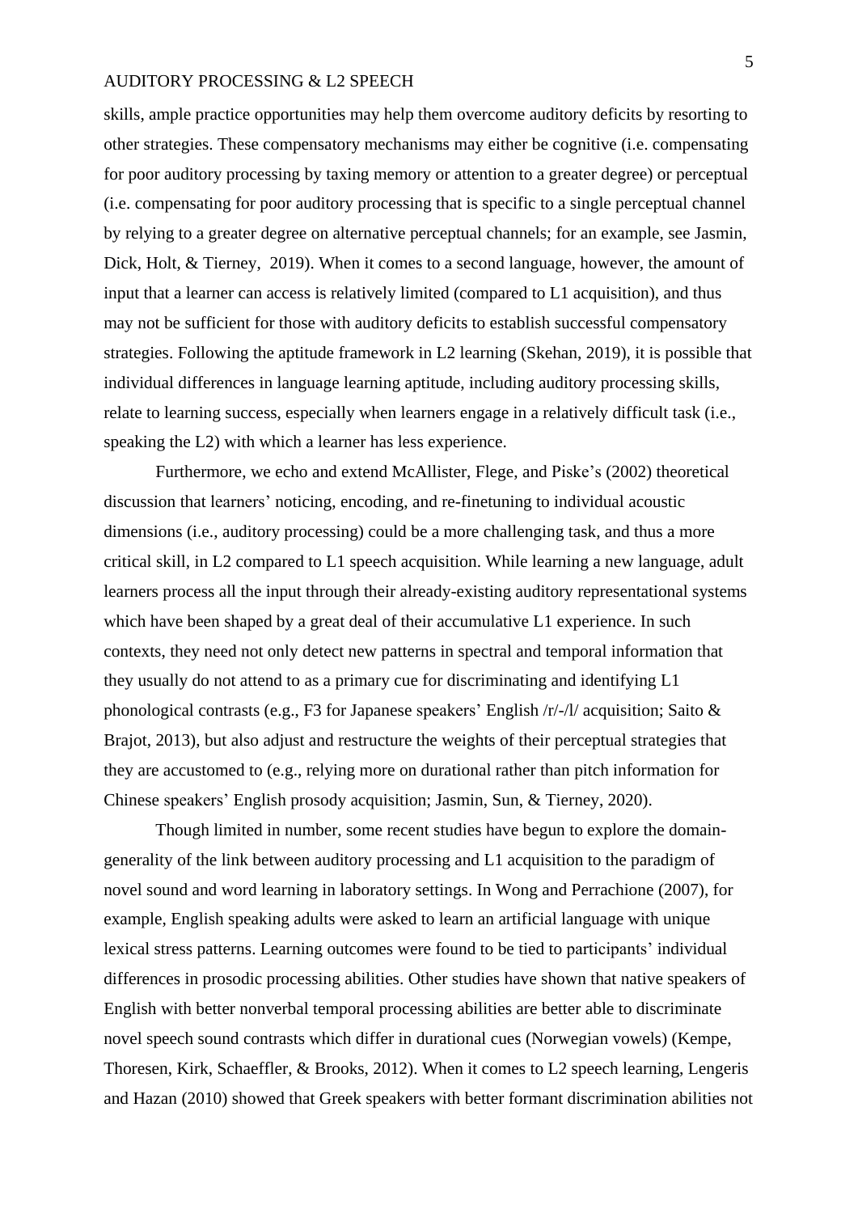skills, ample practice opportunities may help them overcome auditory deficits by resorting to other strategies. These compensatory mechanisms may either be cognitive (i.e. compensating for poor auditory processing by taxing memory or attention to a greater degree) or perceptual (i.e. compensating for poor auditory processing that is specific to a single perceptual channel by relying to a greater degree on alternative perceptual channels; for an example, see Jasmin, Dick, Holt, & Tierney, 2019). When it comes to a second language, however, the amount of input that a learner can access is relatively limited (compared to L1 acquisition), and thus may not be sufficient for those with auditory deficits to establish successful compensatory strategies. Following the aptitude framework in L2 learning (Skehan, 2019), it is possible that individual differences in language learning aptitude, including auditory processing skills, relate to learning success, especially when learners engage in a relatively difficult task (i.e., speaking the L2) with which a learner has less experience.

Furthermore, we echo and extend McAllister, Flege, and Piske's (2002) theoretical discussion that learners' noticing, encoding, and re-finetuning to individual acoustic dimensions (i.e., auditory processing) could be a more challenging task, and thus a more critical skill, in L2 compared to L1 speech acquisition. While learning a new language, adult learners process all the input through their already-existing auditory representational systems which have been shaped by a great deal of their accumulative L1 experience. In such contexts, they need not only detect new patterns in spectral and temporal information that they usually do not attend to as a primary cue for discriminating and identifying L1 phonological contrasts (e.g., F3 for Japanese speakers' English /r/-/l/ acquisition; Saito & Brajot, 2013), but also adjust and restructure the weights of their perceptual strategies that they are accustomed to (e.g., relying more on durational rather than pitch information for Chinese speakers' English prosody acquisition; Jasmin, Sun, & Tierney, 2020).

Though limited in number, some recent studies have begun to explore the domain-generality of the link between auditory processing and L1 acquisition to the paradigm of novel sound and word learning in laboratory settings. In Wong and Perrachione (2007), for example, English speaking adults were asked to learn an artificial language with unique lexical stress patterns. Learning outcomes were found to be tied to participants' individual differences in prosodic processing abilities. Other studies have shown that native speakers of English with better nonverbal temporal processing abilities are better able to discriminate novel speech sound contrasts which differ in durational cues (Norwegian vowels) (Kempe, Thoresen, Kirk, Schaeffler, & Brooks, 2012). When it comes to L2 speech learning, Lengeris and Hazan (2010) showed that Greek speakers with better formant discrimination abilities not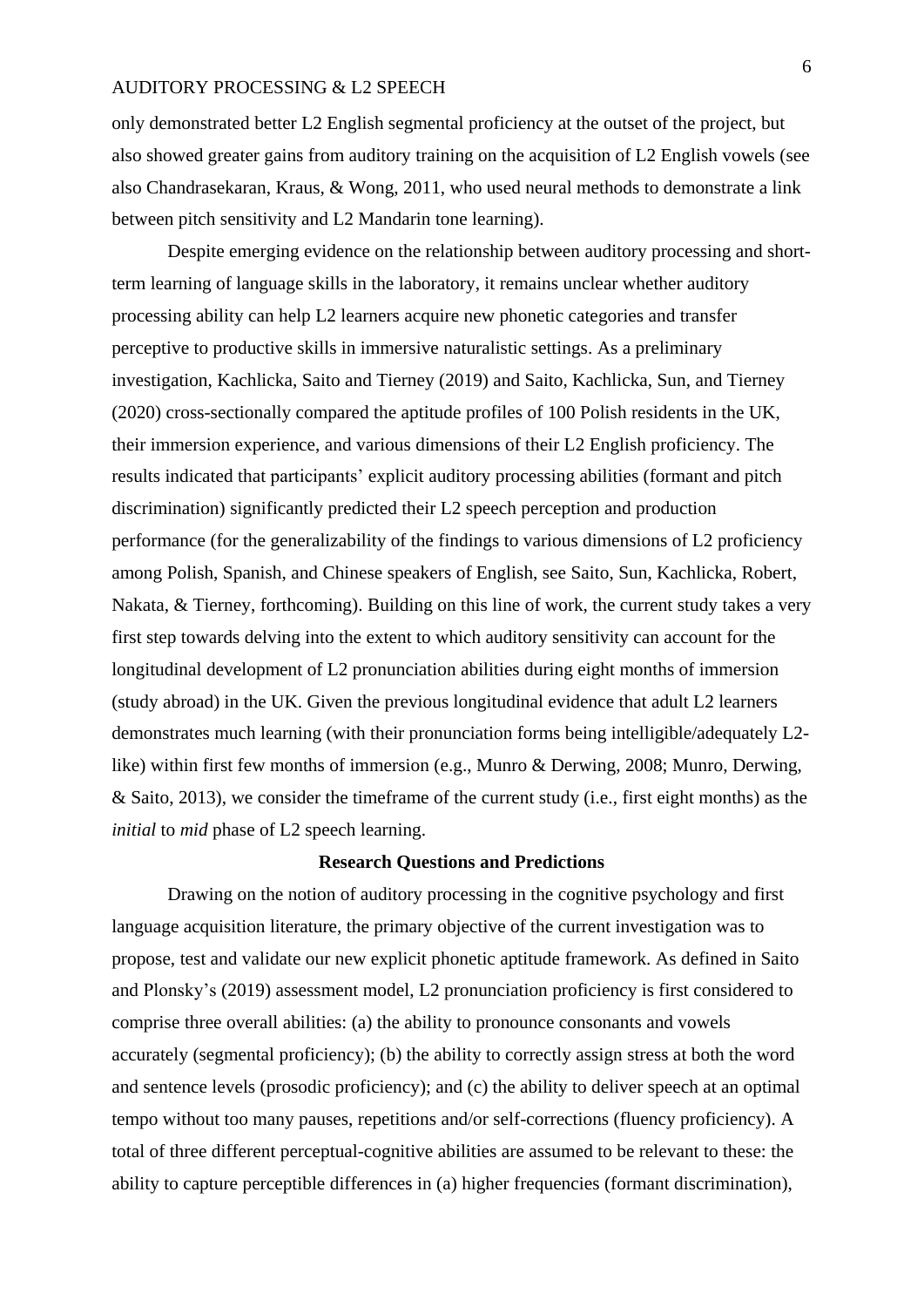only demonstrated better L2 English segmental proficiency at the outset of the project, but also showed greater gains from auditory training on the acquisition of L2 English vowels (see also Chandrasekaran, Kraus, & Wong, 2011, who used neural methods to demonstrate a link between pitch sensitivity and L2 Mandarin tone learning).

Despite emerging evidence on the relationship between auditory processing and short-term learning of language skills in the laboratory, it remains unclear whether auditory processing ability can help L2 learners acquire new phonetic categories and transfer perceptive to productive skills in immersive naturalistic settings. As a preliminary investigation, Kachlicka, Saito and Tierney (2019) and Saito, Kachlicka, Sun, and Tierney (2020) cross-sectionally compared the aptitude profiles of 100 Polish residents in the UK, their immersion experience, and various dimensions of their L2 English proficiency. The results indicated that participants' explicit auditory processing abilities (formant and pitch discrimination) significantly predicted their L2 speech perception and production performance (for the generalizability of the findings to various dimensions of L2 proficiency among Polish, Spanish, and Chinese speakers of English, see Saito, Sun, Kachlicka, Robert, Nakata, & Tierney, forthcoming). Building on this line of work, the current study takes a very first step towards delving into the extent to which auditory sensitivity can account for the longitudinal development of L2 pronunciation abilities during eight months of immersion (study abroad) in the UK. Given the previous longitudinal evidence that adult L2 learners demonstrates much learning (with their pronunciation forms being intelligible/adequately L2-like) within first few months of immersion (e.g., Munro & Derwing, 2008; Munro, Derwing, & Saito, 2013), we consider the timeframe of the current study (i.e., first eight months) as the *initial* to *mid* phase of L2 speech learning.

## Research Questions and Predictions

Drawing on the notion of auditory processing in the cognitive psychology and first language acquisition literature, the primary objective of the current investigation was to propose, test and validate our new explicit phonetic aptitude framework. As defined in Saito and Plonsky's (2019) assessment model, L2 pronunciation proficiency is first considered to comprise three overall abilities: (a) the ability to pronounce consonants and vowels accurately (segmental proficiency); (b) the ability to correctly assign stress at both the word and sentence levels (prosodic proficiency); and (c) the ability to deliver speech at an optimal tempo without too many pauses, repetitions and/or self-corrections (fluency proficiency). A total of three different perceptual-cognitive abilities are assumed to be relevant to these: the ability to capture perceptible differences in (a) higher frequencies (formant discrimination),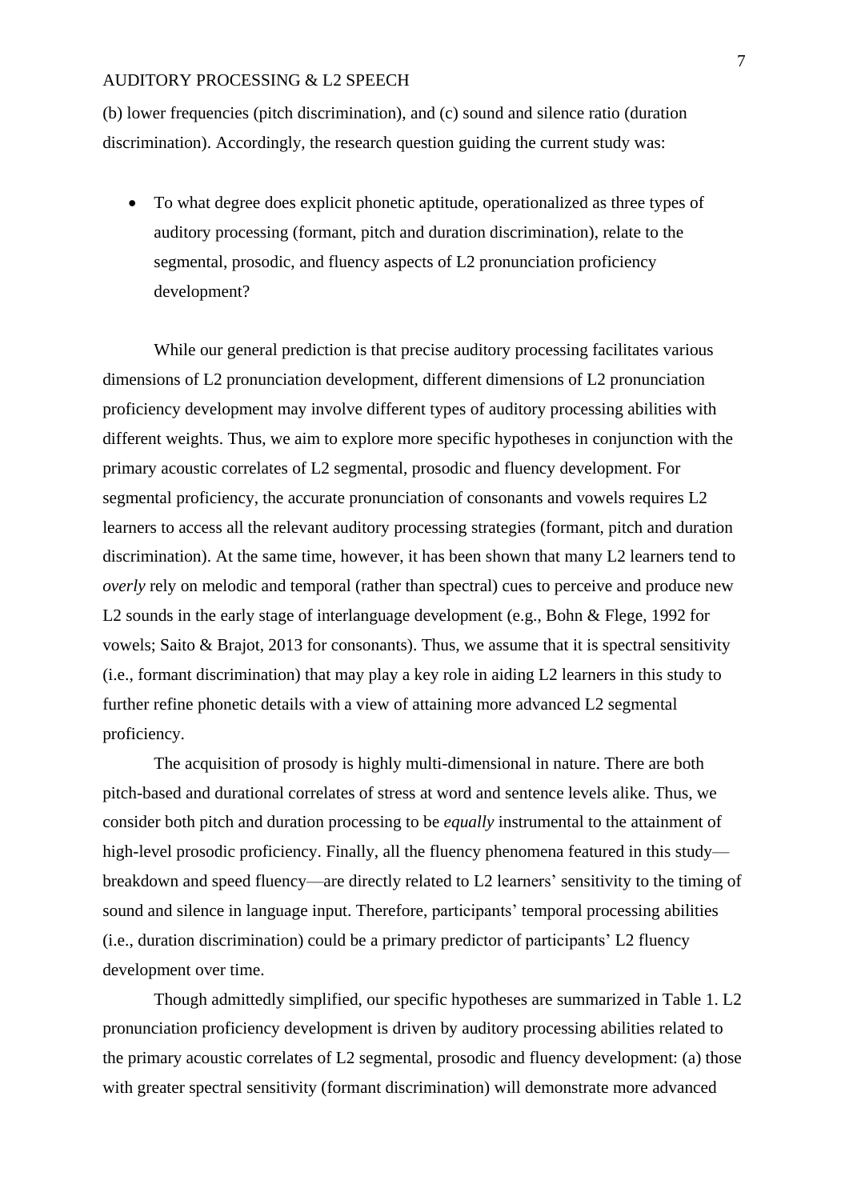(b) lower frequencies (pitch discrimination), and (c) sound and silence ratio (duration discrimination). Accordingly, the research question guiding the current study was:

- To what degree does explicit phonetic aptitude, operationalized as three types of auditory processing (formant, pitch and duration discrimination), relate to the segmental, prosodic, and fluency aspects of L2 pronunciation proficiency development?

While our general prediction is that precise auditory processing facilitates various dimensions of L2 pronunciation development, different dimensions of L2 pronunciation proficiency development may involve different types of auditory processing abilities with different weights. Thus, we aim to explore more specific hypotheses in conjunction with the primary acoustic correlates of L2 segmental, prosodic and fluency development. For segmental proficiency, the accurate pronunciation of consonants and vowels requires L2 learners to access all the relevant auditory processing strategies (formant, pitch and duration discrimination). At the same time, however, it has been shown that many L2 learners tend to *overly* rely on melodic and temporal (rather than spectral) cues to perceive and produce new L2 sounds in the early stage of interlanguage development (e.g., Bohn & Flege, 1992 for vowels; Saito & Brajot, 2013 for consonants). Thus, we assume that it is spectral sensitivity (i.e., formant discrimination) that may play a key role in aiding L2 learners in this study to further refine phonetic details with a view of attaining more advanced L2 segmental proficiency.

The acquisition of prosody is highly multi-dimensional in nature. There are both pitch-based and durational correlates of stress at word and sentence levels alike. Thus, we consider both pitch and duration processing to be *equally* instrumental to the attainment of high-level prosodic proficiency. Finally, all the fluency phenomena featured in this study—breakdown and speed fluency—are directly related to L2 learners' sensitivity to the timing of sound and silence in language input. Therefore, participants' temporal processing abilities (i.e., duration discrimination) could be a primary predictor of participants' L2 fluency development over time.

Though admittedly simplified, our specific hypotheses are summarized in Table 1. L2 pronunciation proficiency development is driven by auditory processing abilities related to the primary acoustic correlates of L2 segmental, prosodic and fluency development: (a) those with greater spectral sensitivity (formant discrimination) will demonstrate more advanced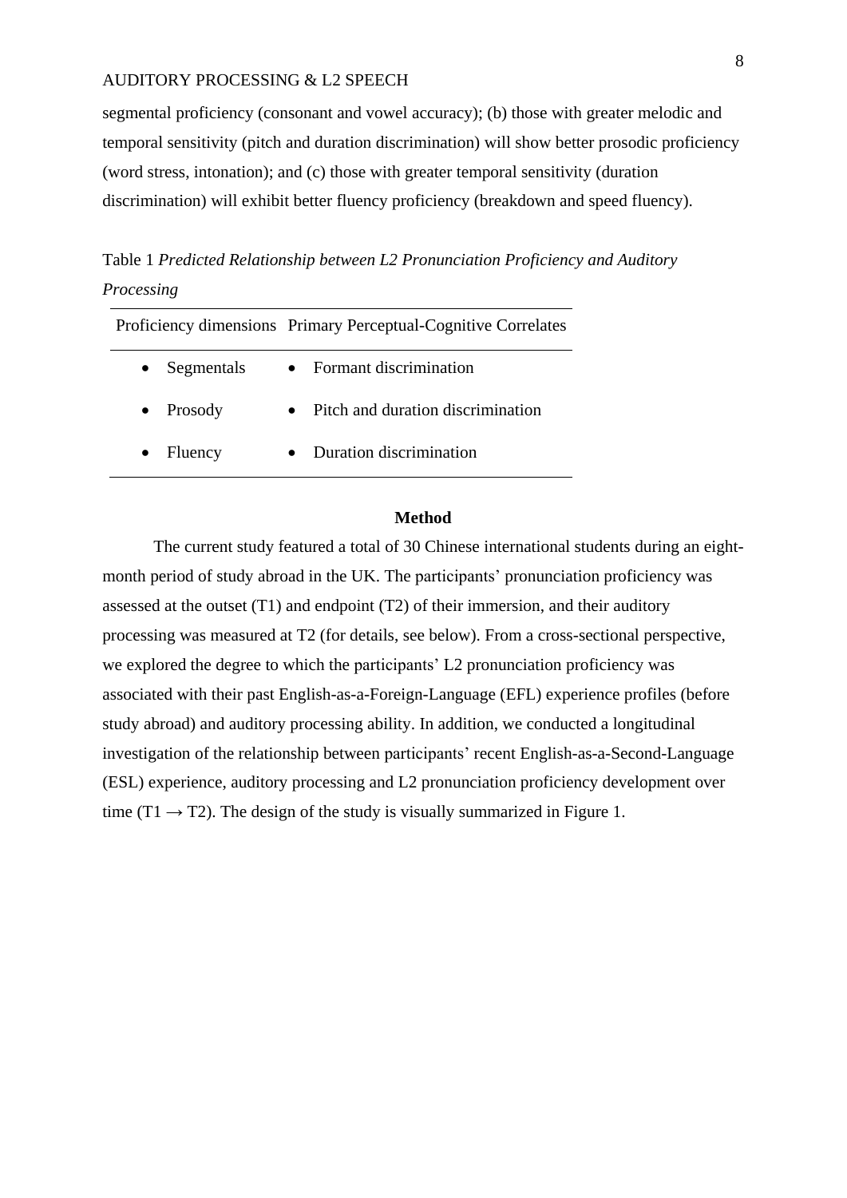segmental proficiency (consonant and vowel accuracy); (b) those with greater melodic and temporal sensitivity (pitch and duration discrimination) will show better prosodic proficiency (word stress, intonation); and (c) those with greater temporal sensitivity (duration discrimination) will exhibit better fluency proficiency (breakdown and speed fluency).

Table 1 *Predicted Relationship between L2 Pronunciation Proficiency and Auditory Processing*

| Proficiency dimensions | Primary Perceptual-Cognitive Correlates |
|---|---|
| • Segmentals | • Formant discrimination |
| • Prosody | • Pitch and duration discrimination |
| • Fluency | • Duration discrimination |

## Method

The current study featured a total of 30 Chinese international students during an eight-month period of study abroad in the UK. The participants' pronunciation proficiency was assessed at the outset (T1) and endpoint (T2) of their immersion, and their auditory processing was measured at T2 (for details, see below). From a cross-sectional perspective, we explored the degree to which the participants' L2 pronunciation proficiency was associated with their past English-as-a-Foreign-Language (EFL) experience profiles (before study abroad) and auditory processing ability. In addition, we conducted a longitudinal investigation of the relationship between participants' recent English-as-a-Second-Language (ESL) experience, auditory processing and L2 pronunciation proficiency development over time (T1 → T2). The design of the study is visually summarized in Figure 1.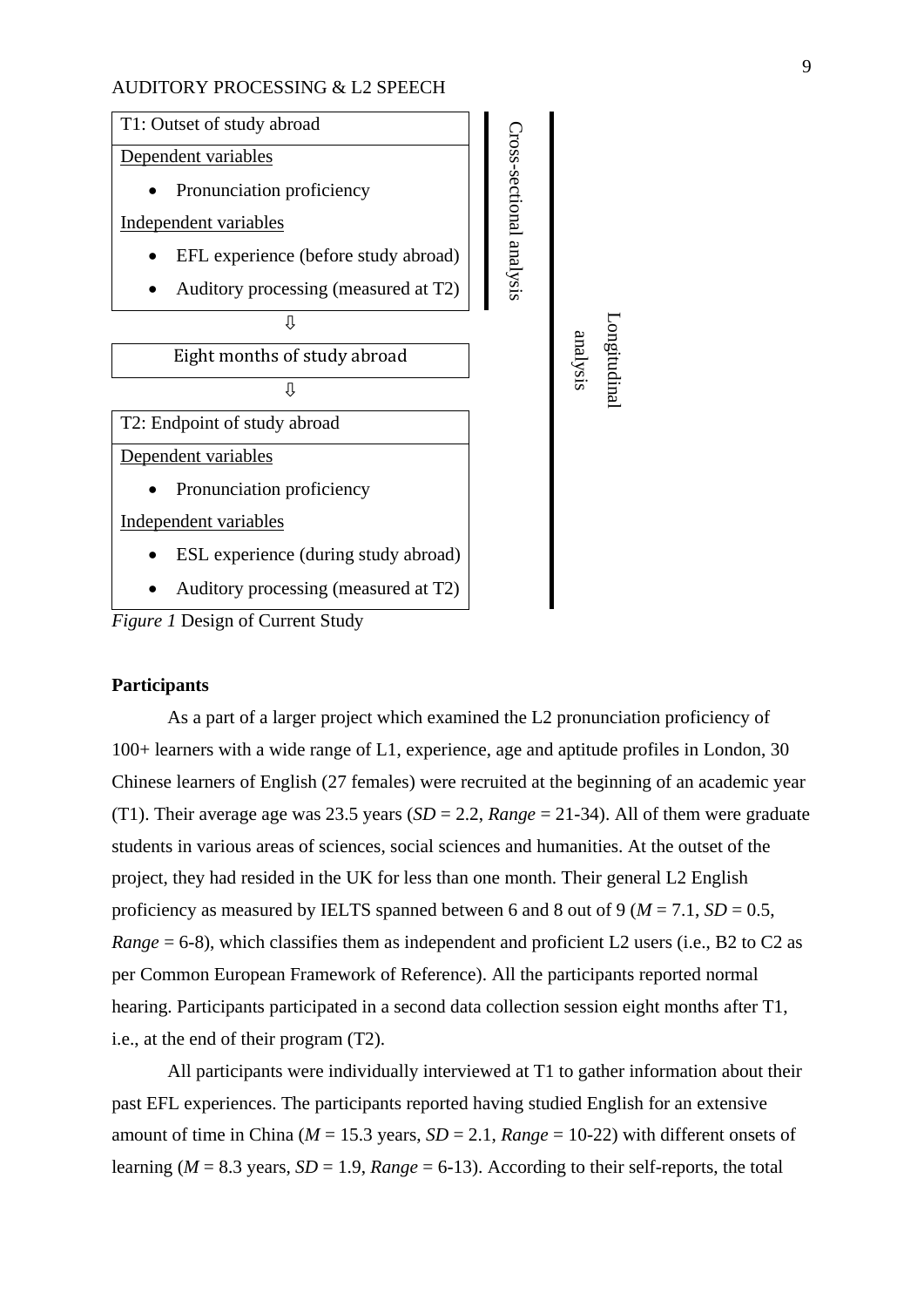| T1: Outset of study abroad |
| --- |
| Dependent variables |
| • Pronunciation proficiency |
| Independent variables |
| • EFL experience (before study abroad) |
| • Auditory processing (measured at T2) |
| ⇩ |
| Eight months of study abroad |
| ⇩ |
| T2: Endpoint of study abroad |
| Dependent variables |
| • Pronunciation proficiency |
| Independent variables |
| • ESL experience (during study abroad) |
| • Auditory processing (measured at T2) |

Cross-sectional analysis (T1)

Longitudinal analysis (T1–T2)

*Figure 1* Design of Current Study

**Participants**

As a part of a larger project which examined the L2 pronunciation proficiency of 100+ learners with a wide range of L1, experience, age and aptitude profiles in London, 30 Chinese learners of English (27 females) were recruited at the beginning of an academic year (T1). Their average age was 23.5 years (*SD* = 2.2, *Range* = 21-34). All of them were graduate students in various areas of sciences, social sciences and humanities. At the outset of the project, they had resided in the UK for less than one month. Their general L2 English proficiency as measured by IELTS spanned between 6 and 8 out of 9 (*M* = 7.1, *SD* = 0.5, *Range* = 6-8), which classifies them as independent and proficient L2 users (i.e., B2 to C2 as per Common European Framework of Reference). All the participants reported normal hearing. Participants participated in a second data collection session eight months after T1, i.e., at the end of their program (T2).

All participants were individually interviewed at T1 to gather information about their past EFL experiences. The participants reported having studied English for an extensive amount of time in China (*M* = 15.3 years, *SD* = 2.1, *Range* = 10-22) with different onsets of learning (*M* = 8.3 years, *SD* = 1.9, *Range* = 6-13). According to their self-reports, the total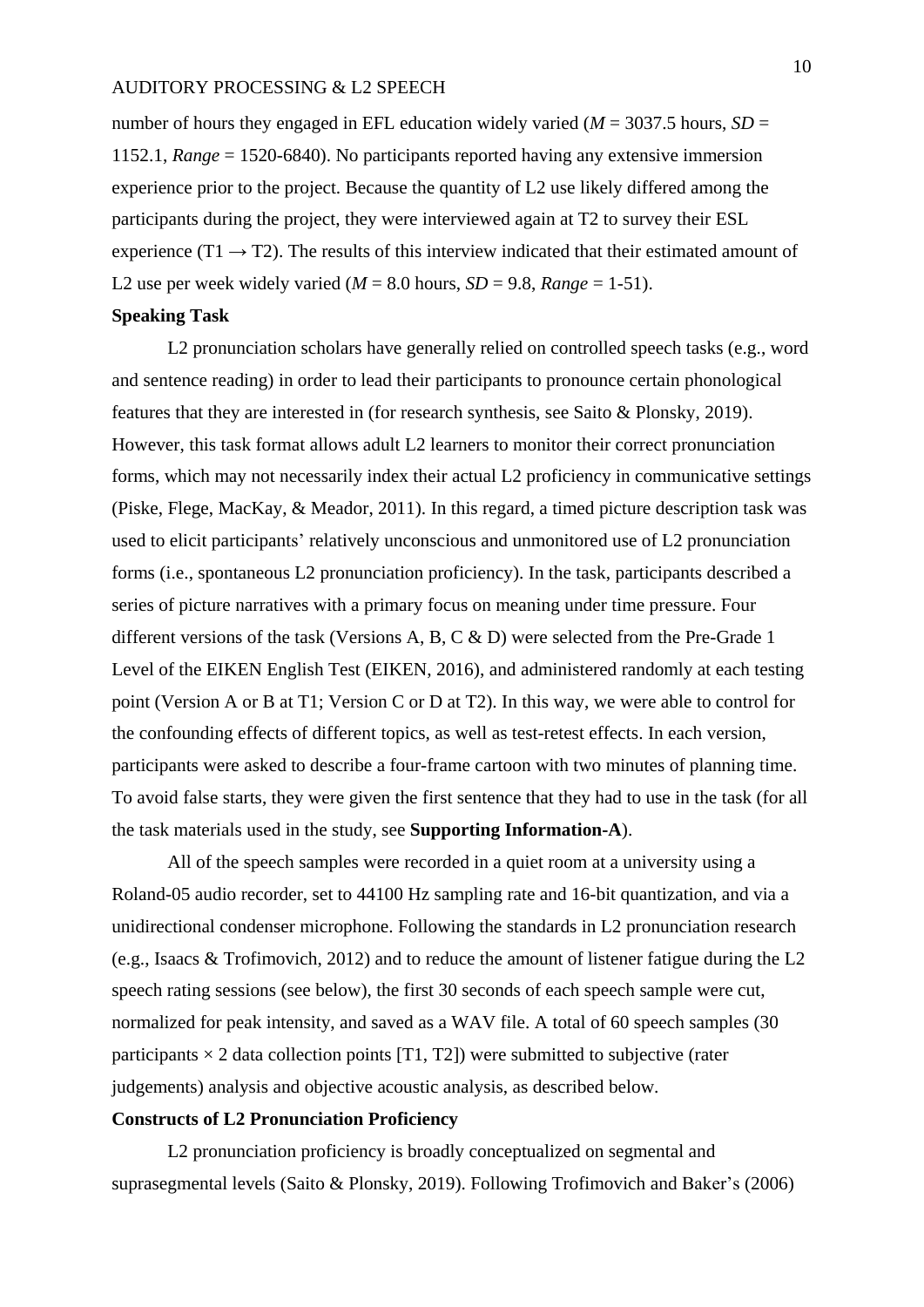number of hours they engaged in EFL education widely varied (*M* = 3037.5 hours, *SD* = 1152.1, *Range* = 1520-6840). No participants reported having any extensive immersion experience prior to the project. Because the quantity of L2 use likely differed among the participants during the project, they were interviewed again at T2 to survey their ESL experience (T1 → T2). The results of this interview indicated that their estimated amount of L2 use per week widely varied (*M* = 8.0 hours, *SD* = 9.8, *Range* = 1-51).

**Speaking Task**

L2 pronunciation scholars have generally relied on controlled speech tasks (e.g., word and sentence reading) in order to lead their participants to pronounce certain phonological features that they are interested in (for research synthesis, see Saito & Plonsky, 2019). However, this task format allows adult L2 learners to monitor their correct pronunciation forms, which may not necessarily index their actual L2 proficiency in communicative settings (Piske, Flege, MacKay, & Meador, 2011). In this regard, a timed picture description task was used to elicit participants' relatively unconscious and unmonitored use of L2 pronunciation forms (i.e., spontaneous L2 pronunciation proficiency). In the task, participants described a series of picture narratives with a primary focus on meaning under time pressure. Four different versions of the task (Versions A, B, C & D) were selected from the Pre-Grade 1 Level of the EIKEN English Test (EIKEN, 2016), and administered randomly at each testing point (Version A or B at T1; Version C or D at T2). In this way, we were able to control for the confounding effects of different topics, as well as test-retest effects. In each version, participants were asked to describe a four-frame cartoon with two minutes of planning time. To avoid false starts, they were given the first sentence that they had to use in the task (for all the task materials used in the study, see **Supporting Information-A**).

All of the speech samples were recorded in a quiet room at a university using a Roland-05 audio recorder, set to 44100 Hz sampling rate and 16-bit quantization, and via a unidirectional condenser microphone. Following the standards in L2 pronunciation research (e.g., Isaacs & Trofimovich, 2012) and to reduce the amount of listener fatigue during the L2 speech rating sessions (see below), the first 30 seconds of each speech sample were cut, normalized for peak intensity, and saved as a WAV file. A total of 60 speech samples (30 participants × 2 data collection points [T1, T2]) were submitted to subjective (rater judgements) analysis and objective acoustic analysis, as described below.

**Constructs of L2 Pronunciation Proficiency**

L2 pronunciation proficiency is broadly conceptualized on segmental and suprasegmental levels (Saito & Plonsky, 2019). Following Trofimovich and Baker's (2006)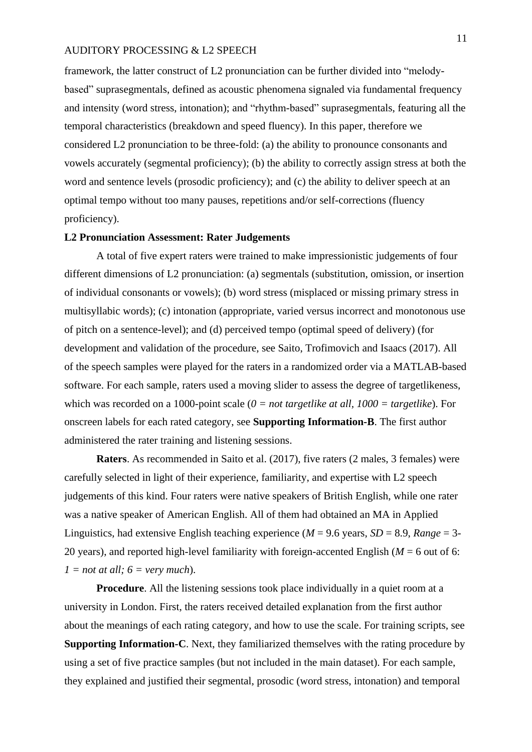framework, the latter construct of L2 pronunciation can be further divided into "melody-based" suprasegmentals, defined as acoustic phenomena signaled via fundamental frequency and intensity (word stress, intonation); and "rhythm-based" suprasegmentals, featuring all the temporal characteristics (breakdown and speed fluency). In this paper, therefore we considered L2 pronunciation to be three-fold: (a) the ability to pronounce consonants and vowels accurately (segmental proficiency); (b) the ability to correctly assign stress at both the word and sentence levels (prosodic proficiency); and (c) the ability to deliver speech at an optimal tempo without too many pauses, repetitions and/or self-corrections (fluency proficiency).

### L2 Pronunciation Assessment: Rater Judgements

A total of five expert raters were trained to make impressionistic judgements of four different dimensions of L2 pronunciation: (a) segmentals (substitution, omission, or insertion of individual consonants or vowels); (b) word stress (misplaced or missing primary stress in multisyllabic words); (c) intonation (appropriate, varied versus incorrect and monotonous use of pitch on a sentence-level); and (d) perceived tempo (optimal speed of delivery) (for development and validation of the procedure, see Saito, Trofimovich and Isaacs (2017). All of the speech samples were played for the raters in a randomized order via a MATLAB-based software. For each sample, raters used a moving slider to assess the degree of targetlikeness, which was recorded on a 1000-point scale (*0 = not targetlike at all, 1000 = targetlike*). For onscreen labels for each rated category, see **Supporting Information-B**. The first author administered the rater training and listening sessions.

**Raters**. As recommended in Saito et al. (2017), five raters (2 males, 3 females) were carefully selected in light of their experience, familiarity, and expertise with L2 speech judgements of this kind. Four raters were native speakers of British English, while one rater was a native speaker of American English. All of them had obtained an MA in Applied Linguistics, had extensive English teaching experience (*M* = 9.6 years, *SD* = 8.9, *Range* = 3-20 years), and reported high-level familiarity with foreign-accented English (*M* = 6 out of 6: *1 = not at all; 6 = very much*).

**Procedure**. All the listening sessions took place individually in a quiet room at a university in London. First, the raters received detailed explanation from the first author about the meanings of each rating category, and how to use the scale. For training scripts, see **Supporting Information-C**. Next, they familiarized themselves with the rating procedure by using a set of five practice samples (but not included in the main dataset). For each sample, they explained and justified their segmental, prosodic (word stress, intonation) and temporal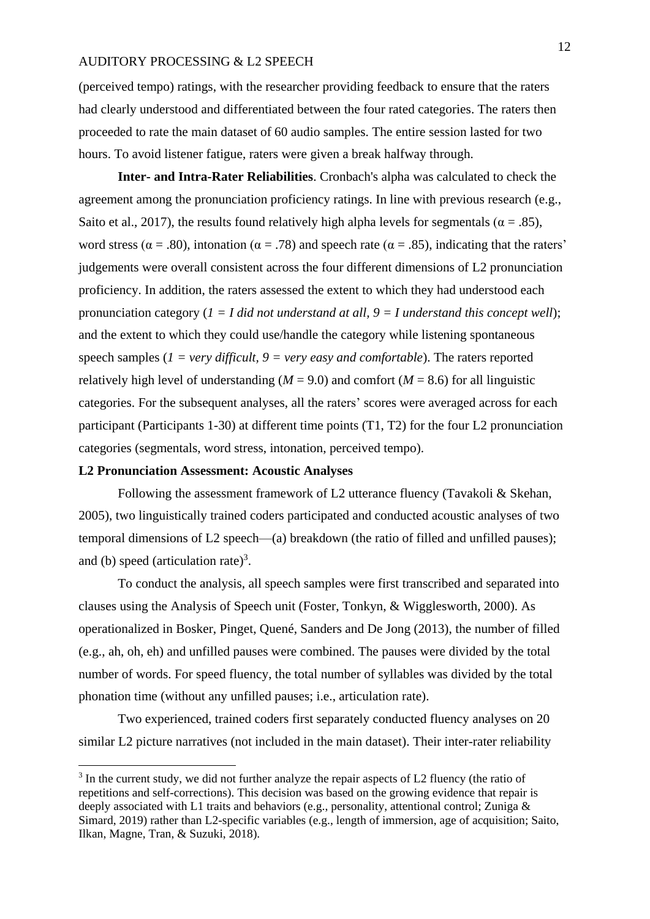(perceived tempo) ratings, with the researcher providing feedback to ensure that the raters had clearly understood and differentiated between the four rated categories. The raters then proceeded to rate the main dataset of 60 audio samples. The entire session lasted for two hours. To avoid listener fatigue, raters were given a break halfway through.

**Inter- and Intra-Rater Reliabilities**. Cronbach's alpha was calculated to check the agreement among the pronunciation proficiency ratings. In line with previous research (e.g., Saito et al., 2017), the results found relatively high alpha levels for segmentals ($\alpha = .85$), word stress ($\alpha = .80$), intonation ($\alpha = .78$) and speech rate ($\alpha = .85$), indicating that the raters' judgements were overall consistent across the four different dimensions of L2 pronunciation proficiency. In addition, the raters assessed the extent to which they had understood each pronunciation category (*1 = I did not understand at all, 9 = I understand this concept well*); and the extent to which they could use/handle the category while listening spontaneous speech samples (*1 = very difficult, 9 = very easy and comfortable*). The raters reported relatively high level of understanding ($M = 9.0$) and comfort ($M = 8.6$) for all linguistic categories. For the subsequent analyses, all the raters' scores were averaged across for each participant (Participants 1-30) at different time points (T1, T2) for the four L2 pronunciation categories (segmentals, word stress, intonation, perceived tempo).

**L2 Pronunciation Assessment: Acoustic Analyses**

Following the assessment framework of L2 utterance fluency (Tavakoli & Skehan, 2005), two linguistically trained coders participated and conducted acoustic analyses of two temporal dimensions of L2 speech—(a) breakdown (the ratio of filled and unfilled pauses); and (b) speed (articulation rate)[3].

To conduct the analysis, all speech samples were first transcribed and separated into clauses using the Analysis of Speech unit (Foster, Tonkyn, & Wigglesworth, 2000). As operationalized in Bosker, Pinget, Quené, Sanders and De Jong (2013), the number of filled (e.g., ah, oh, eh) and unfilled pauses were combined. The pauses were divided by the total number of words. For speed fluency, the total number of syllables was divided by the total phonation time (without any unfilled pauses; i.e., articulation rate).

Two experienced, trained coders first separately conducted fluency analyses on 20 similar L2 picture narratives (not included in the main dataset). Their inter-rater reliability

[3] In the current study, we did not further analyze the repair aspects of L2 fluency (the ratio of repetitions and self-corrections). This decision was based on the growing evidence that repair is deeply associated with L1 traits and behaviors (e.g., personality, attentional control; Zuniga & Simard, 2019) rather than L2-specific variables (e.g., length of immersion, age of acquisition; Saito, Ilkan, Magne, Tran, & Suzuki, 2018).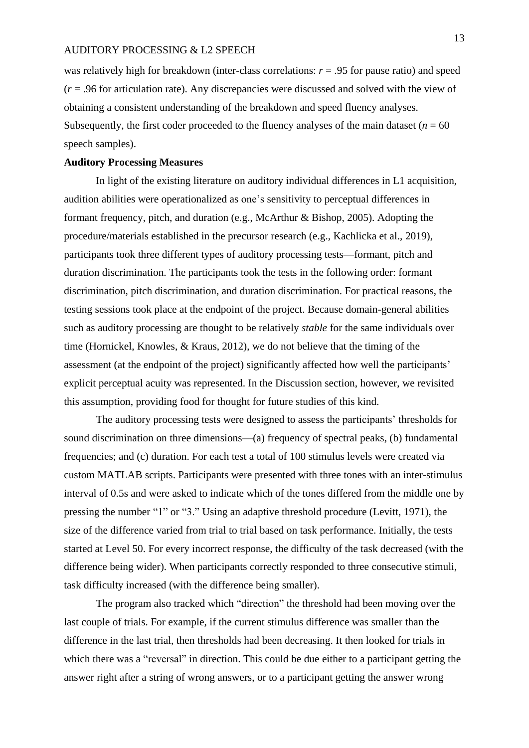was relatively high for breakdown (inter-class correlations: $r = .95$ for pause ratio) and speed ($r = .96$ for articulation rate). Any discrepancies were discussed and solved with the view of obtaining a consistent understanding of the breakdown and speed fluency analyses. Subsequently, the first coder proceeded to the fluency analyses of the main dataset ($n = 60$ speech samples).

**Auditory Processing Measures**

In light of the existing literature on auditory individual differences in L1 acquisition, audition abilities were operationalized as one's sensitivity to perceptual differences in formant frequency, pitch, and duration (e.g., McArthur & Bishop, 2005). Adopting the procedure/materials established in the precursor research (e.g., Kachlicka et al., 2019), participants took three different types of auditory processing tests—formant, pitch and duration discrimination. The participants took the tests in the following order: formant discrimination, pitch discrimination, and duration discrimination. For practical reasons, the testing sessions took place at the endpoint of the project. Because domain-general abilities such as auditory processing are thought to be relatively *stable* for the same individuals over time (Hornickel, Knowles, & Kraus, 2012), we do not believe that the timing of the assessment (at the endpoint of the project) significantly affected how well the participants' explicit perceptual acuity was represented. In the Discussion section, however, we revisited this assumption, providing food for thought for future studies of this kind.

The auditory processing tests were designed to assess the participants' thresholds for sound discrimination on three dimensions—(a) frequency of spectral peaks, (b) fundamental frequencies; and (c) duration. For each test a total of 100 stimulus levels were created via custom MATLAB scripts. Participants were presented with three tones with an inter-stimulus interval of 0.5s and were asked to indicate which of the tones differed from the middle one by pressing the number "1" or "3." Using an adaptive threshold procedure (Levitt, 1971), the size of the difference varied from trial to trial based on task performance. Initially, the tests started at Level 50. For every incorrect response, the difficulty of the task decreased (with the difference being wider). When participants correctly responded to three consecutive stimuli, task difficulty increased (with the difference being smaller).

The program also tracked which "direction" the threshold had been moving over the last couple of trials. For example, if the current stimulus difference was smaller than the difference in the last trial, then thresholds had been decreasing. It then looked for trials in which there was a "reversal" in direction. This could be due either to a participant getting the answer right after a string of wrong answers, or to a participant getting the answer wrong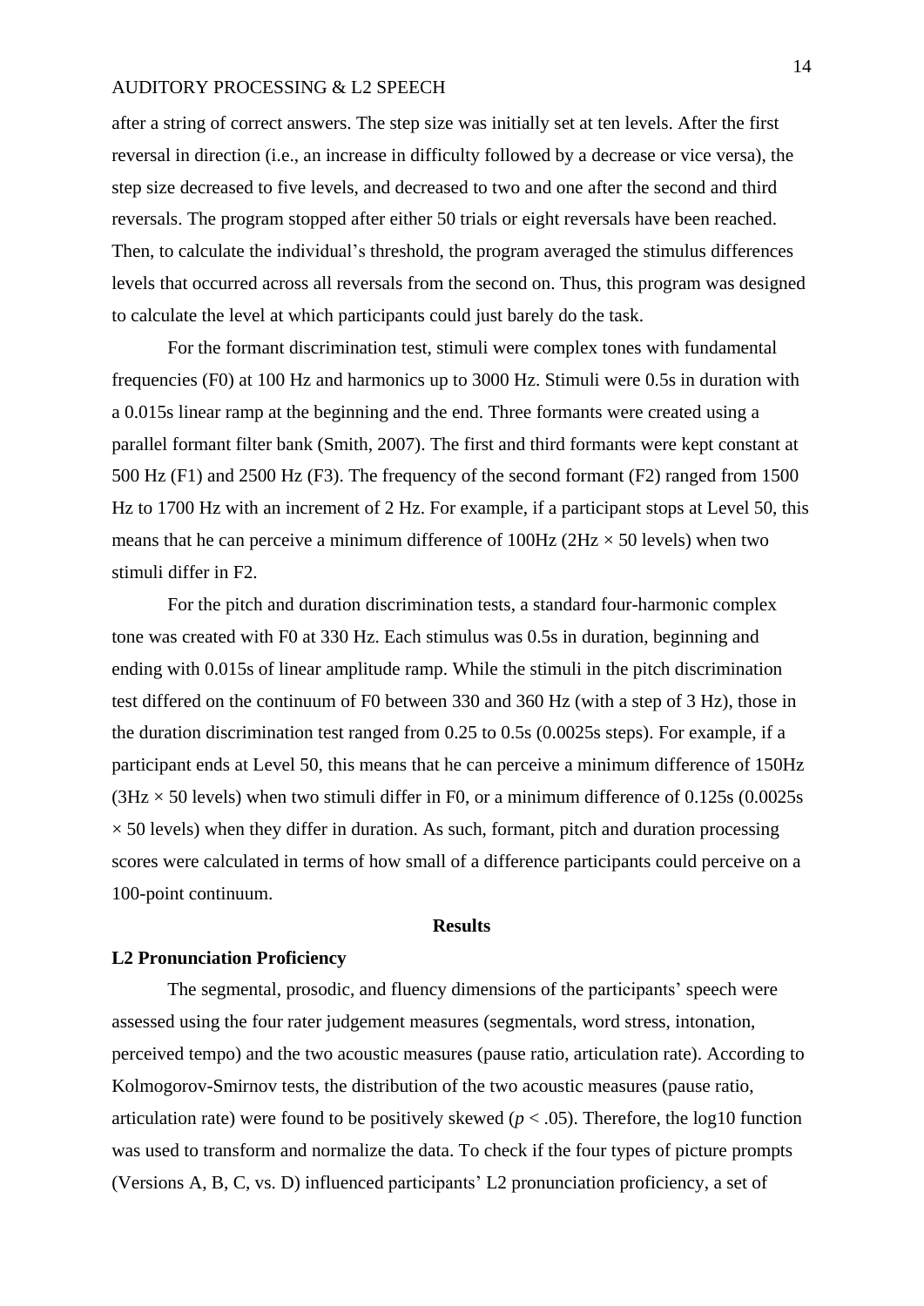after a string of correct answers. The step size was initially set at ten levels. After the first reversal in direction (i.e., an increase in difficulty followed by a decrease or vice versa), the step size decreased to five levels, and decreased to two and one after the second and third reversals. The program stopped after either 50 trials or eight reversals have been reached. Then, to calculate the individual's threshold, the program averaged the stimulus differences levels that occurred across all reversals from the second on. Thus, this program was designed to calculate the level at which participants could just barely do the task.

For the formant discrimination test, stimuli were complex tones with fundamental frequencies (F0) at 100 Hz and harmonics up to 3000 Hz. Stimuli were 0.5s in duration with a 0.015s linear ramp at the beginning and the end. Three formants were created using a parallel formant filter bank (Smith, 2007). The first and third formants were kept constant at 500 Hz (F1) and 2500 Hz (F3). The frequency of the second formant (F2) ranged from 1500 Hz to 1700 Hz with an increment of 2 Hz. For example, if a participant stops at Level 50, this means that he can perceive a minimum difference of 100Hz (2Hz × 50 levels) when two stimuli differ in F2.

For the pitch and duration discrimination tests, a standard four-harmonic complex tone was created with F0 at 330 Hz. Each stimulus was 0.5s in duration, beginning and ending with 0.015s of linear amplitude ramp. While the stimuli in the pitch discrimination test differed on the continuum of F0 between 330 and 360 Hz (with a step of 3 Hz), those in the duration discrimination test ranged from 0.25 to 0.5s (0.0025s steps). For example, if a participant ends at Level 50, this means that he can perceive a minimum difference of 150Hz (3Hz × 50 levels) when two stimuli differ in F0, or a minimum difference of 0.125s (0.0025s × 50 levels) when they differ in duration. As such, formant, pitch and duration processing scores were calculated in terms of how small of a difference participants could perceive on a 100-point continuum.

## Results

### L2 Pronunciation Proficiency

The segmental, prosodic, and fluency dimensions of the participants' speech were assessed using the four rater judgement measures (segmentals, word stress, intonation, perceived tempo) and the two acoustic measures (pause ratio, articulation rate). According to Kolmogorov-Smirnov tests, the distribution of the two acoustic measures (pause ratio, articulation rate) were found to be positively skewed ($p < .05$). Therefore, the log10 function was used to transform and normalize the data. To check if the four types of picture prompts (Versions A, B, C, vs. D) influenced participants' L2 pronunciation proficiency, a set of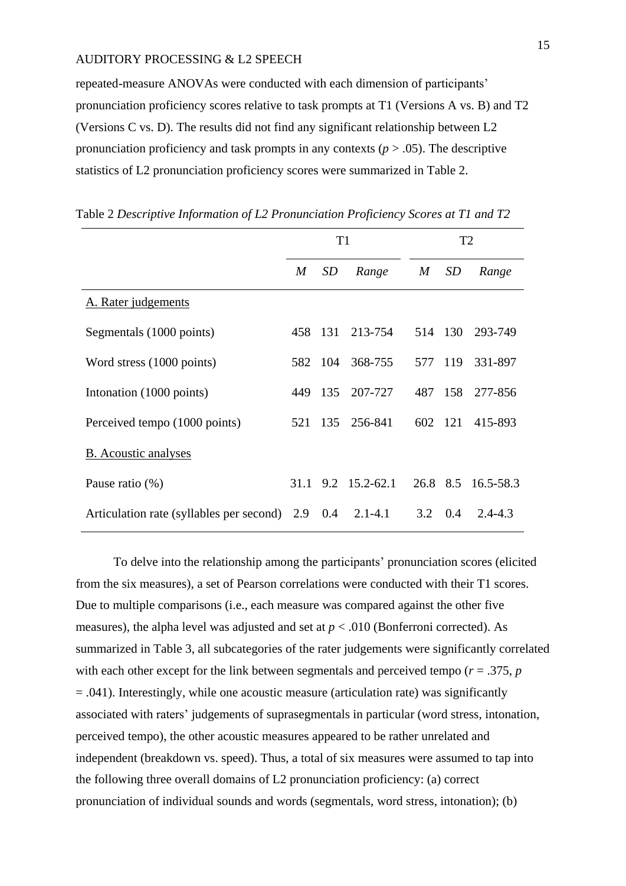repeated-measure ANOVAs were conducted with each dimension of participants' pronunciation proficiency scores relative to task prompts at T1 (Versions A vs. B) and T2 (Versions C vs. D). The results did not find any significant relationship between L2 pronunciation proficiency and task prompts in any contexts ($p > .05$). The descriptive statistics of L2 pronunciation proficiency scores were summarized in Table 2.

Table 2 *Descriptive Information of L2 Pronunciation Proficiency Scores at T1 and T2*

| | T1 | | | T2 | | |
|---|---|---|---|---|---|---|
| | *M* | *SD* | *Range* | *M* | *SD* | *Range* |
| A. Rater judgements | | | | | | |
| Segmentals (1000 points) | 458 | 131 | 213-754 | 514 | 130 | 293-749 |
| Word stress (1000 points) | 582 | 104 | 368-755 | 577 | 119 | 331-897 |
| Intonation (1000 points) | 449 | 135 | 207-727 | 487 | 158 | 277-856 |
| Perceived tempo (1000 points) | 521 | 135 | 256-841 | 602 | 121 | 415-893 |
| B. Acoustic analyses | | | | | | |
| Pause ratio (%) | 31.1 | 9.2 | 15.2-62.1 | 26.8 | 8.5 | 16.5-58.3 |
| Articulation rate (syllables per second) | 2.9 | 0.4 | 2.1-4.1 | 3.2 | 0.4 | 2.4-4.3 |

To delve into the relationship among the participants' pronunciation scores (elicited from the six measures), a set of Pearson correlations were conducted with their T1 scores. Due to multiple comparisons (i.e., each measure was compared against the other five measures), the alpha level was adjusted and set at $p < .010$ (Bonferroni corrected). As summarized in Table 3, all subcategories of the rater judgements were significantly correlated with each other except for the link between segmentals and perceived tempo ($r = .375$, $p = .041$). Interestingly, while one acoustic measure (articulation rate) was significantly associated with raters' judgements of suprasegmentals in particular (word stress, intonation, perceived tempo), the other acoustic measures appeared to be rather unrelated and independent (breakdown vs. speed). Thus, a total of six measures were assumed to tap into the following three overall domains of L2 pronunciation proficiency: (a) correct pronunciation of individual sounds and words (segmentals, word stress, intonation); (b)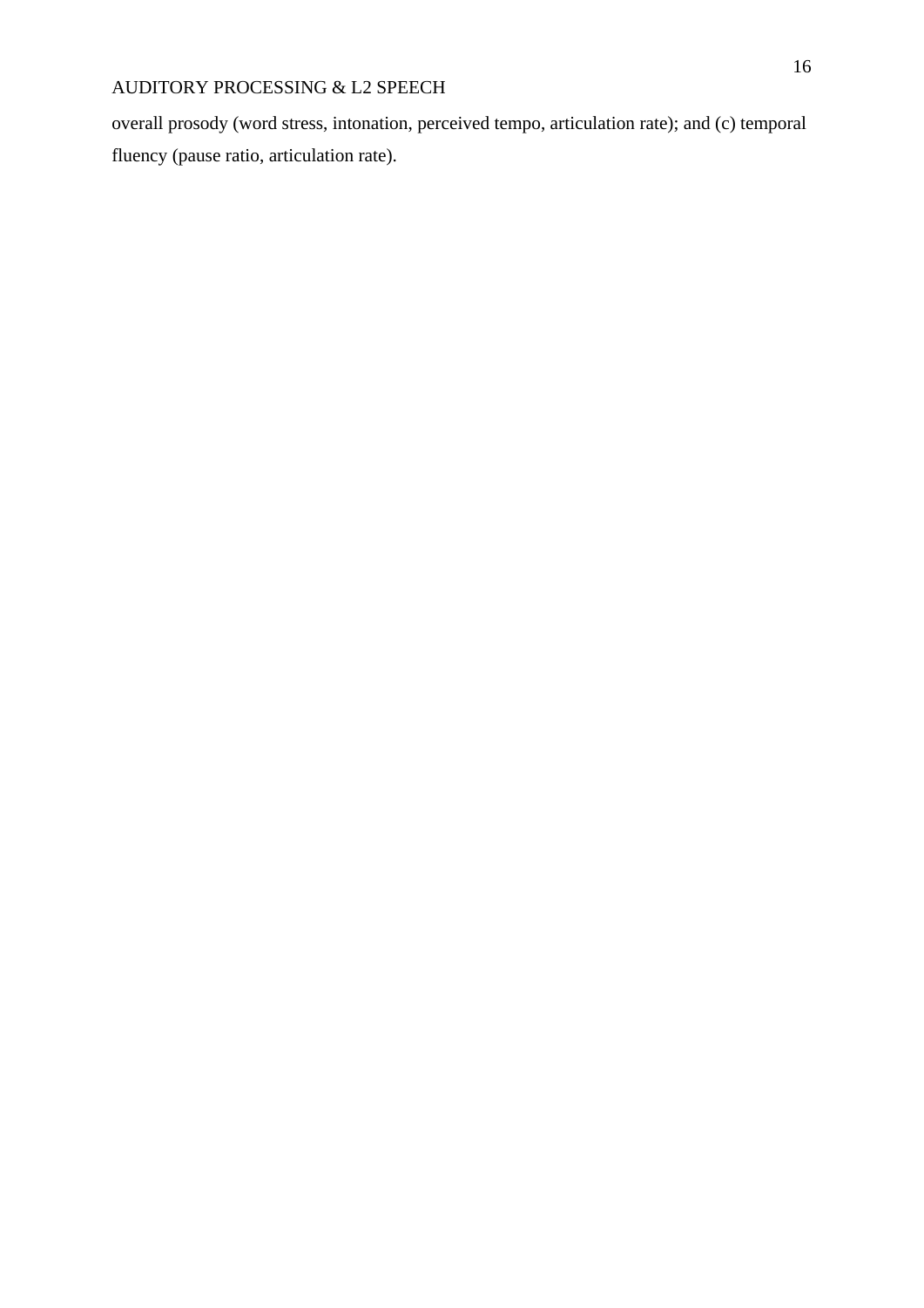overall prosody (word stress, intonation, perceived tempo, articulation rate); and (c) temporal fluency (pause ratio, articulation rate).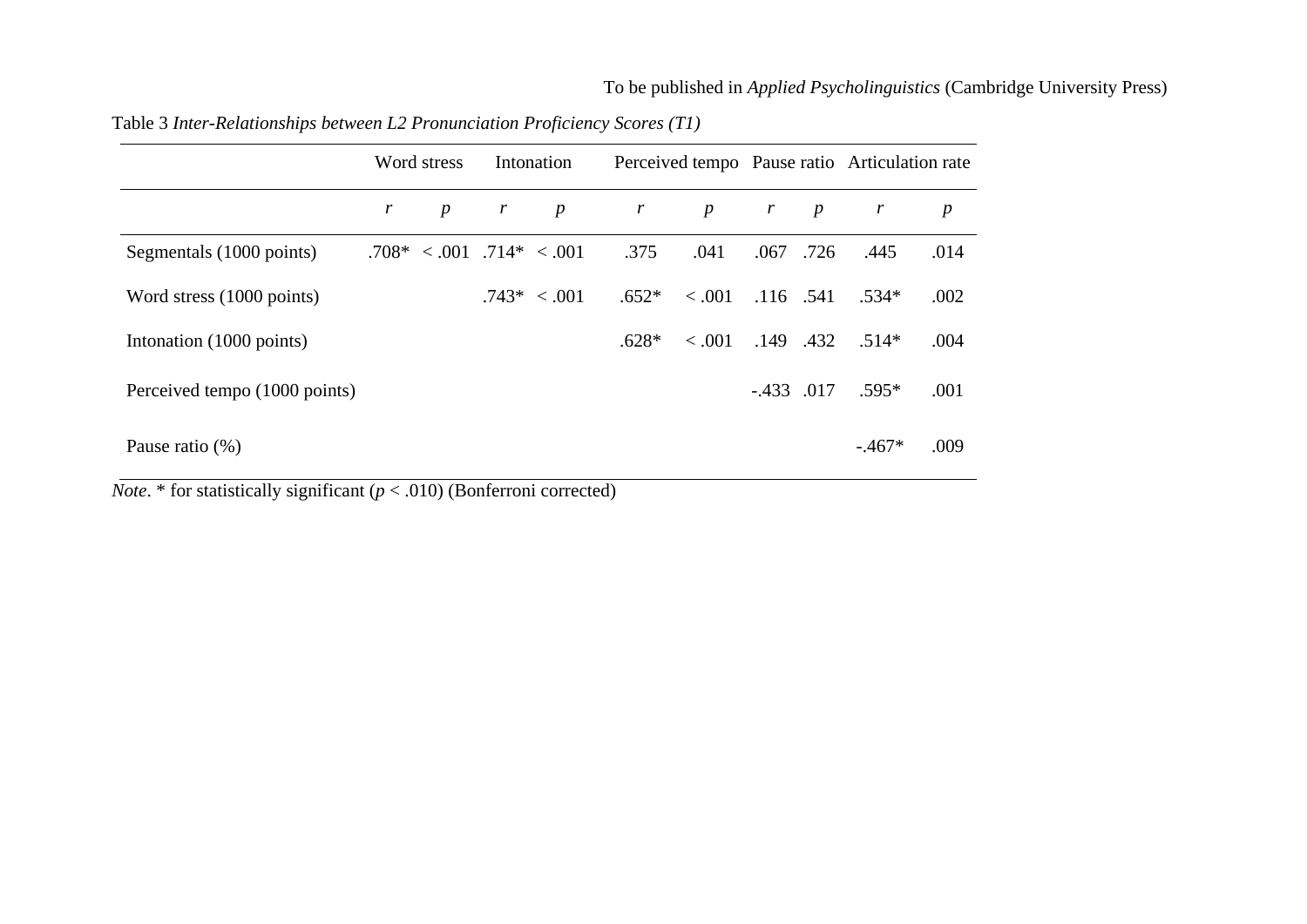Table 3 *Inter-Relationships between L2 Pronunciation Proficiency Scores (T1)*

| | Word stress | | Intonation | | Perceived tempo | | Pause ratio | | Articulation rate | |
|---|---|---|---|---|---|---|---|---|---|---|
| | *r* | *p* | *r* | *p* | *r* | *p* | *r* | *p* | *r* | *p* |
| Segmentals (1000 points) | .708* | < .001 | .714* | < .001 | .375 | .041 | .067 | .726 | .445 | .014 |
| Word stress (1000 points) | | | .743* | < .001 | .652* | < .001 | .116 | .541 | .534* | .002 |
| Intonation (1000 points) | | | | | .628* | < .001 | .149 | .432 | .514* | .004 |
| Perceived tempo (1000 points) | | | | | | | -.433 | .017 | .595* | .001 |
| Pause ratio (%) | | | | | | | | | -.467* | .009 |

*Note*. * for statistically significant ($p < .010$) (Bonferroni corrected)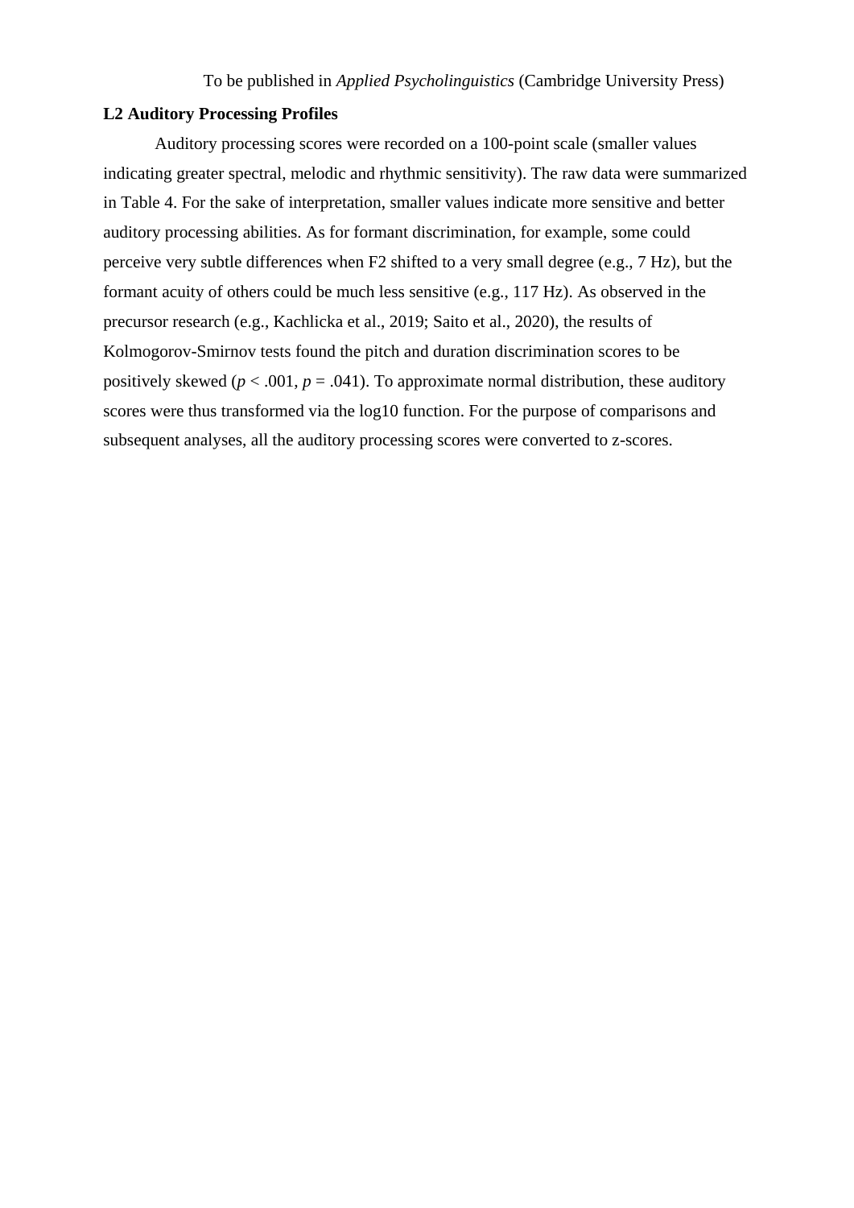**L2 Auditory Processing Profiles**

Auditory processing scores were recorded on a 100-point scale (smaller values indicating greater spectral, melodic and rhythmic sensitivity). The raw data were summarized in Table 4. For the sake of interpretation, smaller values indicate more sensitive and better auditory processing abilities. As for formant discrimination, for example, some could perceive very subtle differences when F2 shifted to a very small degree (e.g., 7 Hz), but the formant acuity of others could be much less sensitive (e.g., 117 Hz). As observed in the precursor research (e.g., Kachlicka et al., 2019; Saito et al., 2020), the results of Kolmogorov-Smirnov tests found the pitch and duration discrimination scores to be positively skewed ($p < .001$, $p = .041$). To approximate normal distribution, these auditory scores were thus transformed via the log10 function. For the purpose of comparisons and subsequent analyses, all the auditory processing scores were converted to z-scores.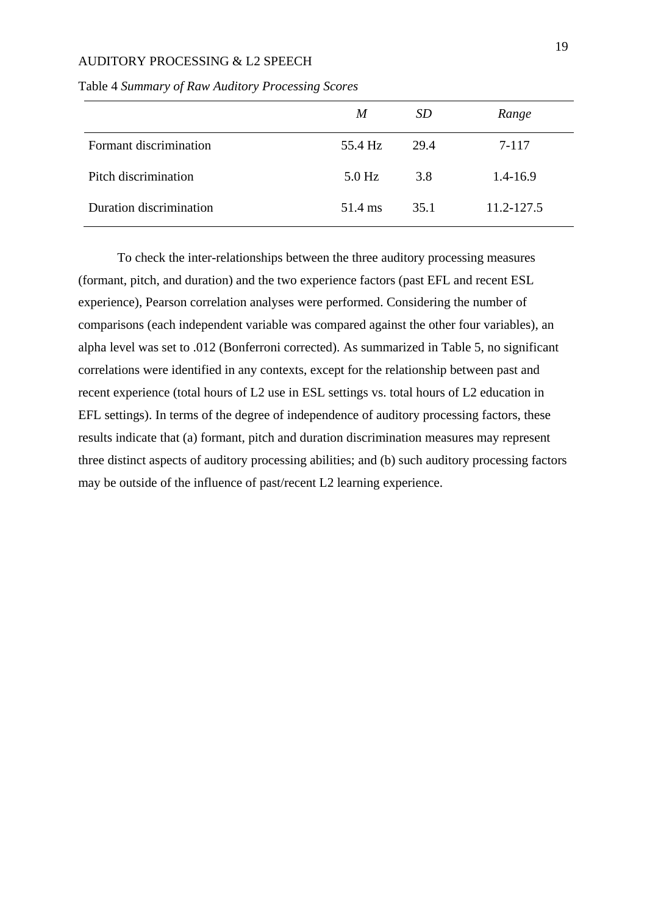Table 4 *Summary of Raw Auditory Processing Scores*

| | *M* | *SD* | *Range* |
|---|---|---|---|
| Formant discrimination | 55.4 Hz | 29.4 | 7-117 |
| Pitch discrimination | 5.0 Hz | 3.8 | 1.4-16.9 |
| Duration discrimination | 51.4 ms | 35.1 | 11.2-127.5 |

To check the inter-relationships between the three auditory processing measures (formant, pitch, and duration) and the two experience factors (past EFL and recent ESL experience), Pearson correlation analyses were performed. Considering the number of comparisons (each independent variable was compared against the other four variables), an alpha level was set to .012 (Bonferroni corrected). As summarized in Table 5, no significant correlations were identified in any contexts, except for the relationship between past and recent experience (total hours of L2 use in ESL settings vs. total hours of L2 education in EFL settings). In terms of the degree of independence of auditory processing factors, these results indicate that (a) formant, pitch and duration discrimination measures may represent three distinct aspects of auditory processing abilities; and (b) such auditory processing factors may be outside of the influence of past/recent L2 learning experience.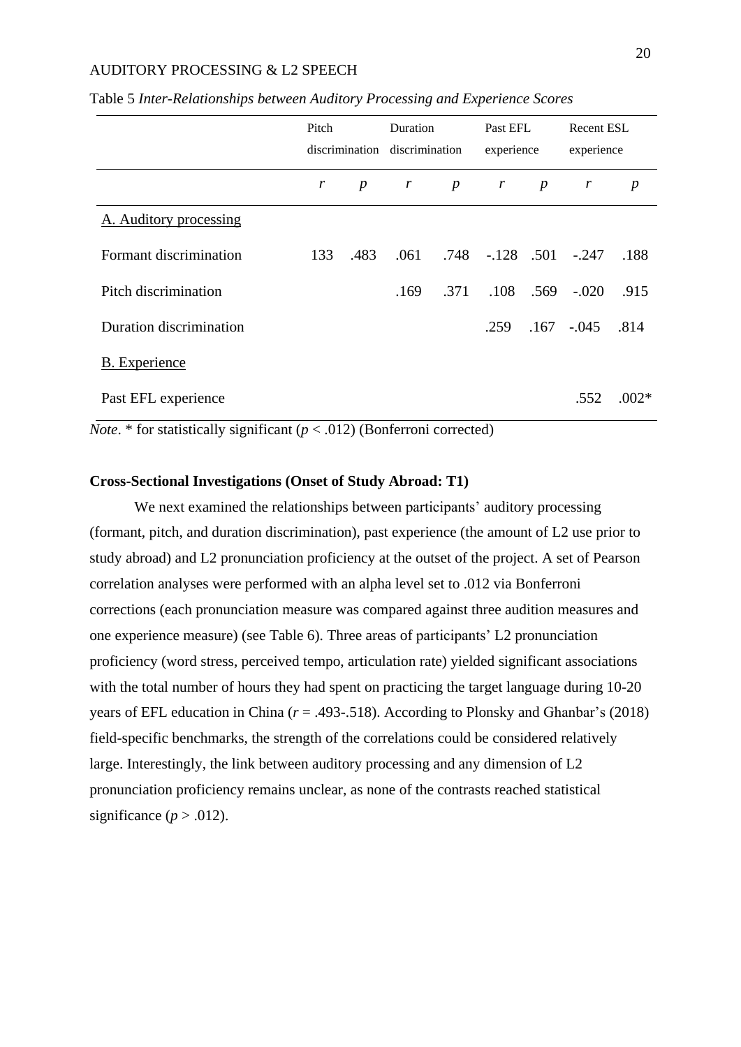Table 5 *Inter-Relationships between Auditory Processing and Experience Scores*

| | Pitch discrimination | | Duration discrimination | | Past EFL experience | | Recent ESL experience | |
|---|---|---|---|---|---|---|---|---|
| | *r* | *p* | *r* | *p* | *r* | *p* | *r* | *p* |
| A. Auditory processing | | | | | | | | |
| Formant discrimination | 133 | .483 | .061 | .748 | -.128 | .501 | -.247 | .188 |
| Pitch discrimination | | | .169 | .371 | .108 | .569 | -.020 | .915 |
| Duration discrimination | | | | | .259 | .167 | -.045 | .814 |
| B. Experience | | | | | | | | |
| Past EFL experience | | | | | | | .552 | .002* |

*Note*. * for statistically significant ($p < .012$) (Bonferroni corrected)

**Cross-Sectional Investigations (Onset of Study Abroad: T1)**

We next examined the relationships between participants' auditory processing (formant, pitch, and duration discrimination), past experience (the amount of L2 use prior to study abroad) and L2 pronunciation proficiency at the outset of the project. A set of Pearson correlation analyses were performed with an alpha level set to .012 via Bonferroni corrections (each pronunciation measure was compared against three audition measures and one experience measure) (see Table 6). Three areas of participants' L2 pronunciation proficiency (word stress, perceived tempo, articulation rate) yielded significant associations with the total number of hours they had spent on practicing the target language during 10-20 years of EFL education in China ($r$ = .493-.518). According to Plonsky and Ghanbar's (2018) field-specific benchmarks, the strength of the correlations could be considered relatively large. Interestingly, the link between auditory processing and any dimension of L2 pronunciation proficiency remains unclear, as none of the contrasts reached statistical significance ($p > .012$).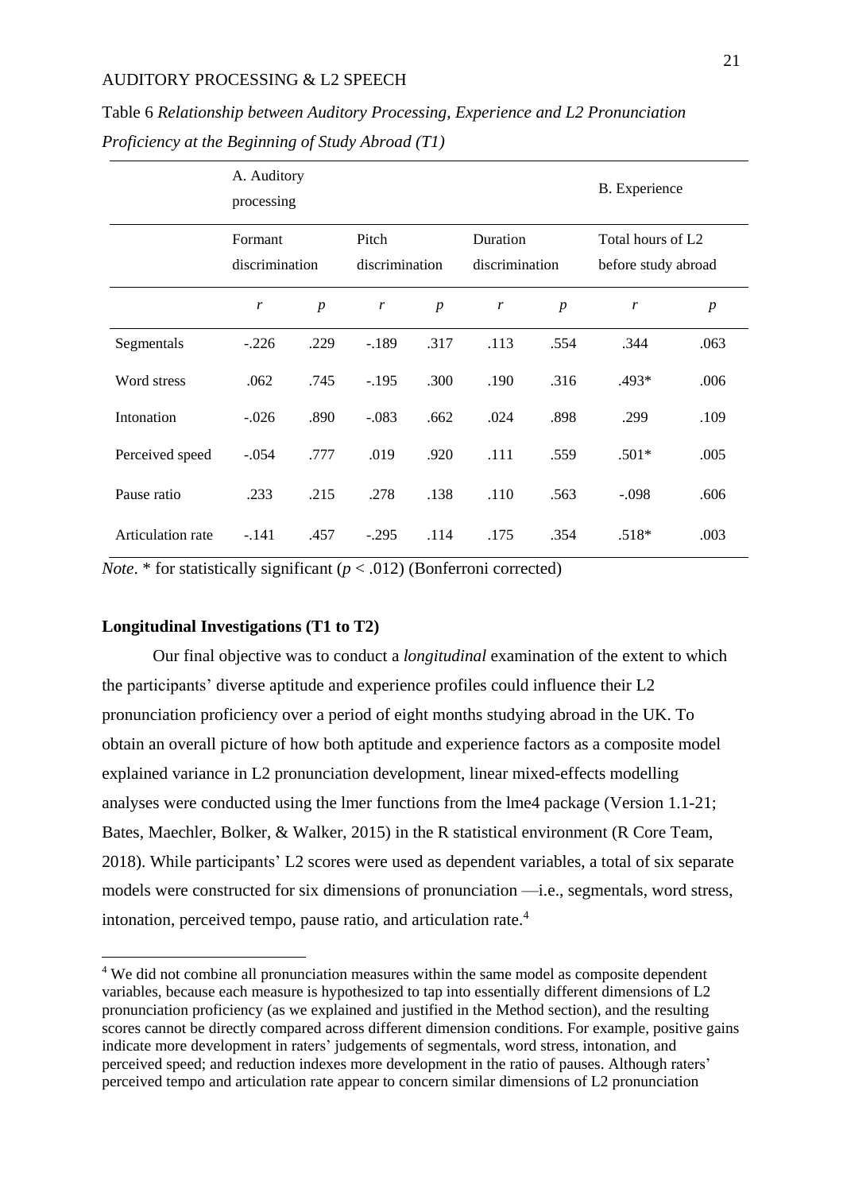Table 6 *Relationship between Auditory Processing, Experience and L2 Pronunciation Proficiency at the Beginning of Study Abroad (T1)*

| | A. Auditory processing | | | | | | B. Experience | |
|---|---|---|---|---|---|---|---|---|
| | Formant discrimination | | Pitch discrimination | | Duration discrimination | | Total hours of L2 before study abroad | |
| | *r* | *p* | *r* | *p* | *r* | *p* | *r* | *p* |
| Segmentals | -.226 | .229 | -.189 | .317 | .113 | .554 | .344 | .063 |
| Word stress | .062 | .745 | -.195 | .300 | .190 | .316 | .493* | .006 |
| Intonation | -.026 | .890 | -.083 | .662 | .024 | .898 | .299 | .109 |
| Perceived speed | -.054 | .777 | .019 | .920 | .111 | .559 | .501* | .005 |
| Pause ratio | .233 | .215 | .278 | .138 | .110 | .563 | -.098 | .606 |
| Articulation rate | -.141 | .457 | -.295 | .114 | .175 | .354 | .518* | .003 |

*Note*. * for statistically significant ($p < .012$) (Bonferroni corrected)

**Longitudinal Investigations (T1 to T2)**

Our final objective was to conduct a *longitudinal* examination of the extent to which the participants' diverse aptitude and experience profiles could influence their L2 pronunciation proficiency over a period of eight months studying abroad in the UK. To obtain an overall picture of how both aptitude and experience factors as a composite model explained variance in L2 pronunciation development, linear mixed-effects modelling analyses were conducted using the lmer functions from the lme4 package (Version 1.1-21; Bates, Maechler, Bolker, & Walker, 2015) in the R statistical environment (R Core Team, 2018). While participants' L2 scores were used as dependent variables, a total of six separate models were constructed for six dimensions of pronunciation —i.e., segmentals, word stress, intonation, perceived tempo, pause ratio, and articulation rate.[4]

[4] We did not combine all pronunciation measures within the same model as composite dependent variables, because each measure is hypothesized to tap into essentially different dimensions of L2 pronunciation proficiency (as we explained and justified in the Method section), and the resulting scores cannot be directly compared across different dimension conditions. For example, positive gains indicate more development in raters' judgements of segmentals, word stress, intonation, and perceived speed; and reduction indexes more development in the ratio of pauses. Although raters' perceived tempo and articulation rate appear to concern similar dimensions of L2 pronunciation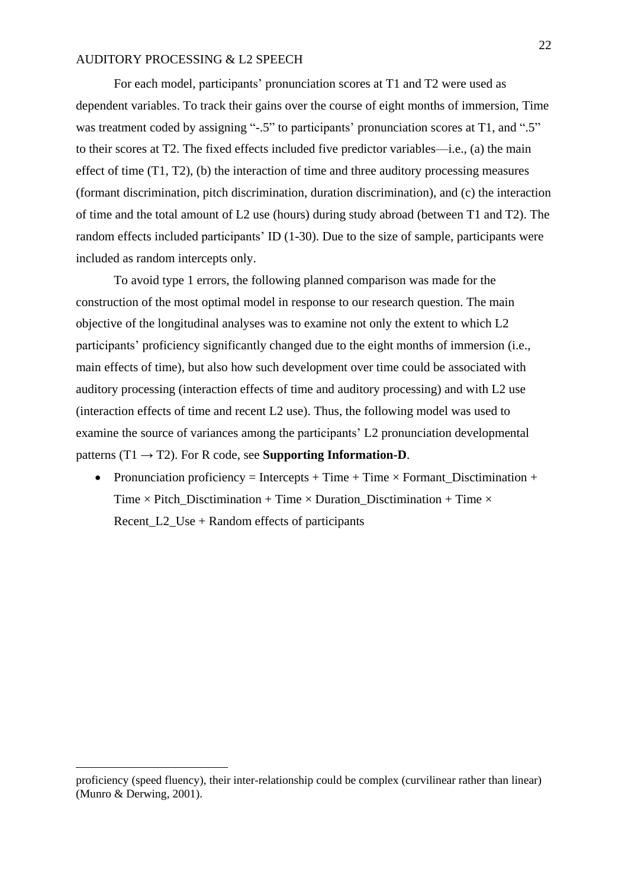For each model, participants' pronunciation scores at T1 and T2 were used as dependent variables. To track their gains over the course of eight months of immersion, Time was treatment coded by assigning "-.5" to participants' pronunciation scores at T1, and ".5" to their scores at T2. The fixed effects included five predictor variables—i.e., (a) the main effect of time (T1, T2), (b) the interaction of time and three auditory processing measures (formant discrimination, pitch discrimination, duration discrimination), and (c) the interaction of time and the total amount of L2 use (hours) during study abroad (between T1 and T2). The random effects included participants' ID (1-30). Due to the size of sample, participants were included as random intercepts only.

To avoid type 1 errors, the following planned comparison was made for the construction of the most optimal model in response to our research question. The main objective of the longitudinal analyses was to examine not only the extent to which L2 participants' proficiency significantly changed due to the eight months of immersion (i.e., main effects of time), but also how such development over time could be associated with auditory processing (interaction effects of time and auditory processing) and with L2 use (interaction effects of time and recent L2 use). Thus, the following model was used to examine the source of variances among the participants' L2 pronunciation developmental patterns (T1 → T2). For R code, see **Supporting Information-D**.

- Pronunciation proficiency = Intercepts + Time + Time × Formant_Disctimination + Time × Pitch_Disctimination + Time × Duration_Disctimination + Time × Recent_L2_Use + Random effects of participants

---

proficiency (speed fluency), their inter-relationship could be complex (curvilinear rather than linear) (Munro & Derwing, 2001).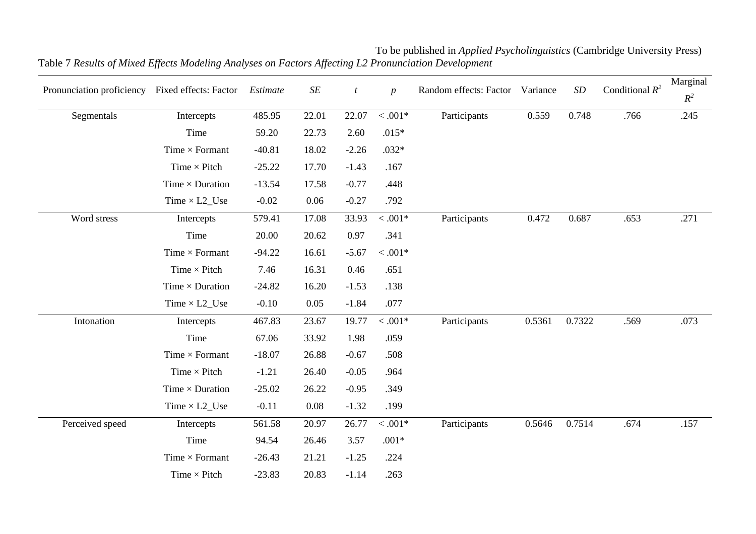Table 7 *Results of Mixed Effects Modeling Analyses on Factors Affecting L2 Pronunciation Development*

| Pronunciation proficiency | Fixed effects: Factor | *Estimate* | *SE* | *t* | *p* | Random effects: Factor | Variance | *SD* | Conditional $R^2$ | Marginal $R^2$ |
|---|---|---|---|---|---|---|---|---|---|---|
| Segmentals | Intercepts | 485.95 | 22.01 | 22.07 | < .001* | Participants | 0.559 | 0.748 | .766 | .245 |
| | Time | 59.20 | 22.73 | 2.60 | .015* | | | | | |
| | Time × Formant | -40.81 | 18.02 | -2.26 | .032* | | | | | |
| | Time × Pitch | -25.22 | 17.70 | -1.43 | .167 | | | | | |
| | Time × Duration | -13.54 | 17.58 | -0.77 | .448 | | | | | |
| | Time × L2_Use | -0.02 | 0.06 | -0.27 | .792 | | | | | |
| Word stress | Intercepts | 579.41 | 17.08 | 33.93 | < .001* | Participants | 0.472 | 0.687 | .653 | .271 |
| | Time | 20.00 | 20.62 | 0.97 | .341 | | | | | |
| | Time × Formant | -94.22 | 16.61 | -5.67 | < .001* | | | | | |
| | Time × Pitch | 7.46 | 16.31 | 0.46 | .651 | | | | | |
| | Time × Duration | -24.82 | 16.20 | -1.53 | .138 | | | | | |
| | Time × L2_Use | -0.10 | 0.05 | -1.84 | .077 | | | | | |
| Intonation | Intercepts | 467.83 | 23.67 | 19.77 | < .001* | Participants | 0.5361 | 0.7322 | .569 | .073 |
| | Time | 67.06 | 33.92 | 1.98 | .059 | | | | | |
| | Time × Formant | -18.07 | 26.88 | -0.67 | .508 | | | | | |
| | Time × Pitch | -1.21 | 26.40 | -0.05 | .964 | | | | | |
| | Time × Duration | -25.02 | 26.22 | -0.95 | .349 | | | | | |
| | Time × L2_Use | -0.11 | 0.08 | -1.32 | .199 | | | | | |
| Perceived speed | Intercepts | 561.58 | 20.97 | 26.77 | < .001* | Participants | 0.5646 | 0.7514 | .674 | .157 |
| | Time | 94.54 | 26.46 | 3.57 | .001* | | | | | |
| | Time × Formant | -26.43 | 21.21 | -1.25 | .224 | | | | | |
| | Time × Pitch | -23.83 | 20.83 | -1.14 | .263 | | | | | |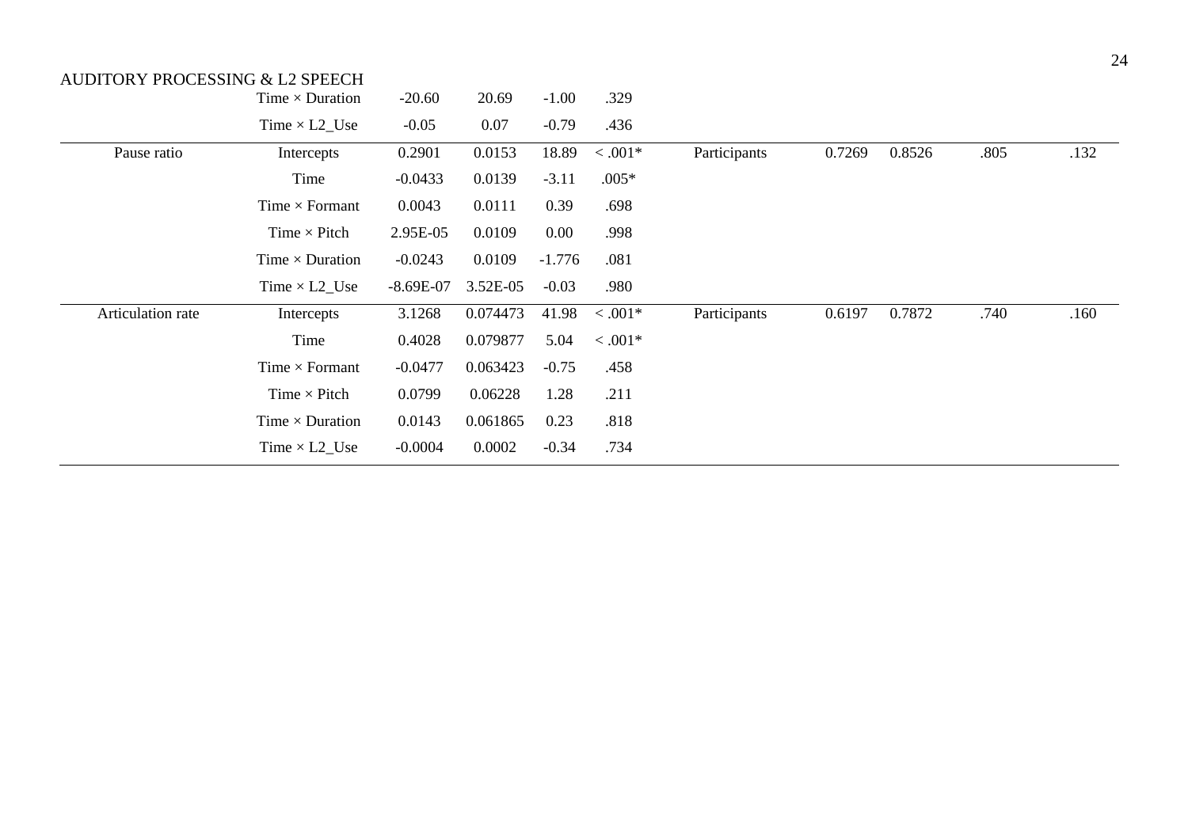| | | | | | | | | | | |
|---|---|---|---|---|---|---|---|---|---|---|
| | Time × Duration | -20.60 | 20.69 | -1.00 | .329 | | | | | |
| | Time × L2_Use | -0.05 | 0.07 | -0.79 | .436 | | | | | |
| Pause ratio | Intercepts | 0.2901 | 0.0153 | 18.89 | < .001* | Participants | 0.7269 | 0.8526 | .805 | .132 |
| | Time | -0.0433 | 0.0139 | -3.11 | .005* | | | | | |
| | Time × Formant | 0.0043 | 0.0111 | 0.39 | .698 | | | | | |
| | Time × Pitch | 2.95E-05 | 0.0109 | 0.00 | .998 | | | | | |
| | Time × Duration | -0.0243 | 0.0109 | -1.776 | .081 | | | | | |
| | Time × L2_Use | -8.69E-07 | 3.52E-05 | -0.03 | .980 | | | | | |
| Articulation rate | Intercepts | 3.1268 | 0.074473 | 41.98 | < .001* | Participants | 0.6197 | 0.7872 | .740 | .160 |
| | Time | 0.4028 | 0.079877 | 5.04 | < .001* | | | | | |
| | Time × Formant | -0.0477 | 0.063423 | -0.75 | .458 | | | | | |
| | Time × Pitch | 0.0799 | 0.06228 | 1.28 | .211 | | | | | |
| | Time × Duration | 0.0143 | 0.061865 | 0.23 | .818 | | | | | |
| | Time × L2_Use | -0.0004 | 0.0002 | -0.34 | .734 | | | | | |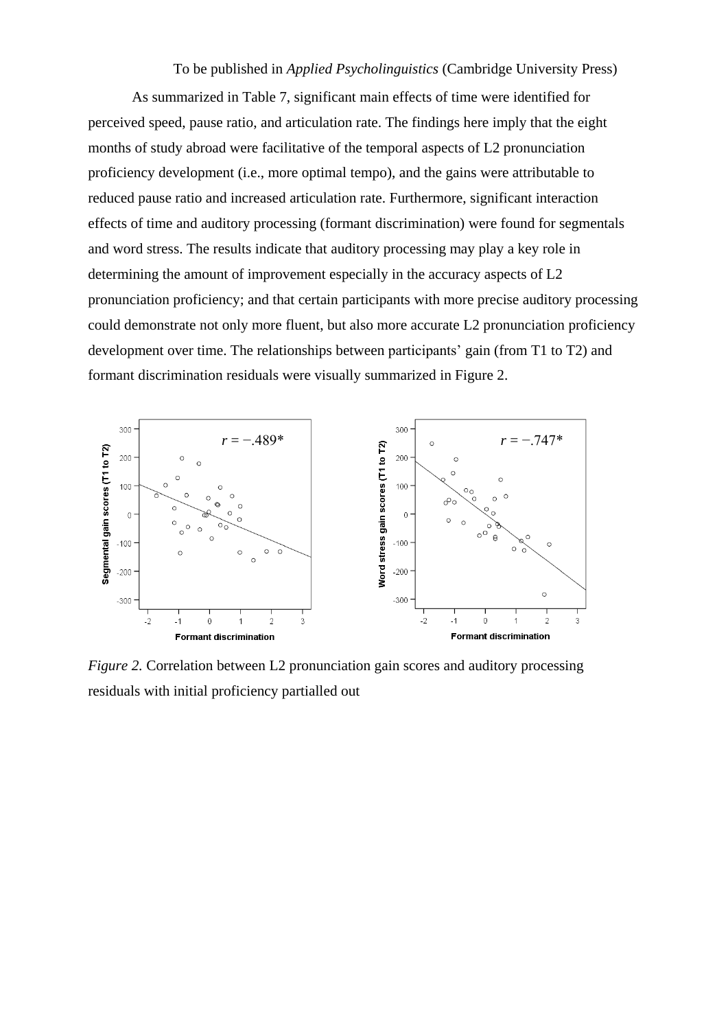As summarized in Table 7, significant main effects of time were identified for perceived speed, pause ratio, and articulation rate. The findings here imply that the eight months of study abroad were facilitative of the temporal aspects of L2 pronunciation proficiency development (i.e., more optimal tempo), and the gains were attributable to reduced pause ratio and increased articulation rate. Furthermore, significant interaction effects of time and auditory processing (formant discrimination) were found for segmentals and word stress. The results indicate that auditory processing may play a key role in determining the amount of improvement especially in the accuracy aspects of L2 pronunciation proficiency; and that certain participants with more precise auditory processing could demonstrate not only more fluent, but also more accurate L2 pronunciation proficiency development over time. The relationships between participants' gain (from T1 to T2) and formant discrimination residuals were visually summarized in Figure 2.

*Figure 2.* Correlation between L2 pronunciation gain scores and auditory processing residuals with initial proficiency partialled out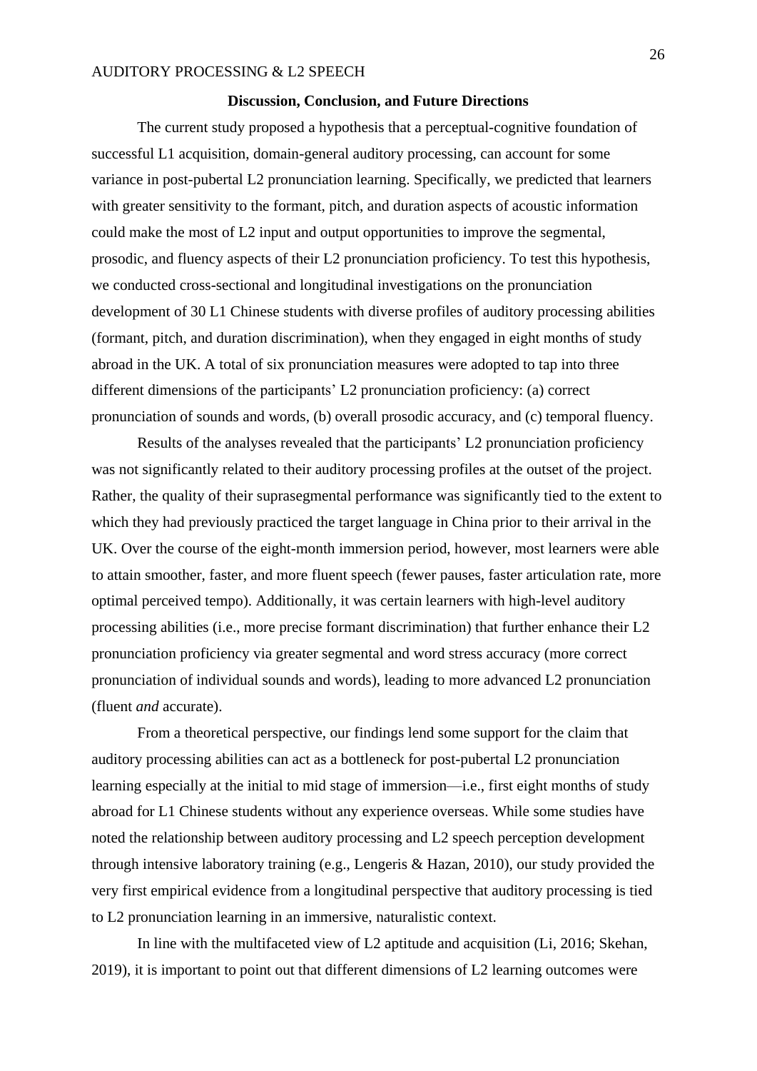## Discussion, Conclusion, and Future Directions

The current study proposed a hypothesis that a perceptual-cognitive foundation of successful L1 acquisition, domain-general auditory processing, can account for some variance in post-pubertal L2 pronunciation learning. Specifically, we predicted that learners with greater sensitivity to the formant, pitch, and duration aspects of acoustic information could make the most of L2 input and output opportunities to improve the segmental, prosodic, and fluency aspects of their L2 pronunciation proficiency. To test this hypothesis, we conducted cross-sectional and longitudinal investigations on the pronunciation development of 30 L1 Chinese students with diverse profiles of auditory processing abilities (formant, pitch, and duration discrimination), when they engaged in eight months of study abroad in the UK. A total of six pronunciation measures were adopted to tap into three different dimensions of the participants' L2 pronunciation proficiency: (a) correct pronunciation of sounds and words, (b) overall prosodic accuracy, and (c) temporal fluency.

Results of the analyses revealed that the participants' L2 pronunciation proficiency was not significantly related to their auditory processing profiles at the outset of the project. Rather, the quality of their suprasegmental performance was significantly tied to the extent to which they had previously practiced the target language in China prior to their arrival in the UK. Over the course of the eight-month immersion period, however, most learners were able to attain smoother, faster, and more fluent speech (fewer pauses, faster articulation rate, more optimal perceived tempo). Additionally, it was certain learners with high-level auditory processing abilities (i.e., more precise formant discrimination) that further enhance their L2 pronunciation proficiency via greater segmental and word stress accuracy (more correct pronunciation of individual sounds and words), leading to more advanced L2 pronunciation (fluent *and* accurate).

From a theoretical perspective, our findings lend some support for the claim that auditory processing abilities can act as a bottleneck for post-pubertal L2 pronunciation learning especially at the initial to mid stage of immersion—i.e., first eight months of study abroad for L1 Chinese students without any experience overseas. While some studies have noted the relationship between auditory processing and L2 speech perception development through intensive laboratory training (e.g., Lengeris & Hazan, 2010), our study provided the very first empirical evidence from a longitudinal perspective that auditory processing is tied to L2 pronunciation learning in an immersive, naturalistic context.

In line with the multifaceted view of L2 aptitude and acquisition (Li, 2016; Skehan, 2019), it is important to point out that different dimensions of L2 learning outcomes were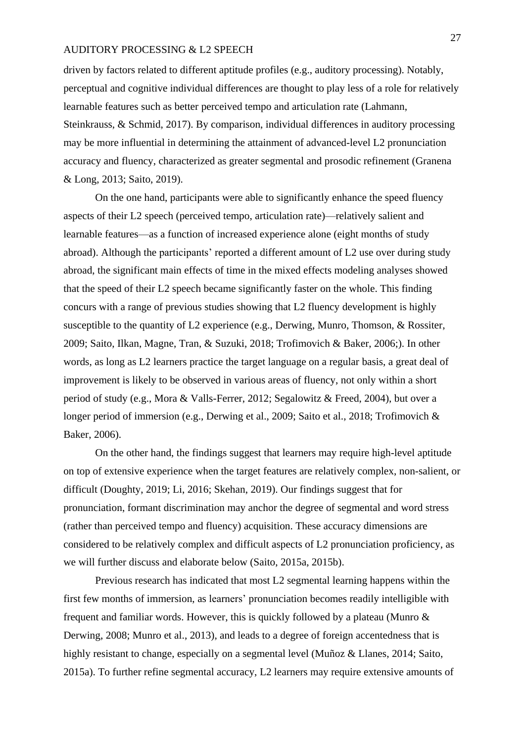driven by factors related to different aptitude profiles (e.g., auditory processing). Notably, perceptual and cognitive individual differences are thought to play less of a role for relatively learnable features such as better perceived tempo and articulation rate (Lahmann, Steinkrauss, & Schmid, 2017). By comparison, individual differences in auditory processing may be more influential in determining the attainment of advanced-level L2 pronunciation accuracy and fluency, characterized as greater segmental and prosodic refinement (Granena & Long, 2013; Saito, 2019).

On the one hand, participants were able to significantly enhance the speed fluency aspects of their L2 speech (perceived tempo, articulation rate)—relatively salient and learnable features—as a function of increased experience alone (eight months of study abroad). Although the participants' reported a different amount of L2 use over during study abroad, the significant main effects of time in the mixed effects modeling analyses showed that the speed of their L2 speech became significantly faster on the whole. This finding concurs with a range of previous studies showing that L2 fluency development is highly susceptible to the quantity of L2 experience (e.g., Derwing, Munro, Thomson, & Rossiter, 2009; Saito, Ilkan, Magne, Tran, & Suzuki, 2018; Trofimovich & Baker, 2006;). In other words, as long as L2 learners practice the target language on a regular basis, a great deal of improvement is likely to be observed in various areas of fluency, not only within a short period of study (e.g., Mora & Valls-Ferrer, 2012; Segalowitz & Freed, 2004), but over a longer period of immersion (e.g., Derwing et al., 2009; Saito et al., 2018; Trofimovich & Baker, 2006).

On the other hand, the findings suggest that learners may require high-level aptitude on top of extensive experience when the target features are relatively complex, non-salient, or difficult (Doughty, 2019; Li, 2016; Skehan, 2019). Our findings suggest that for pronunciation, formant discrimination may anchor the degree of segmental and word stress (rather than perceived tempo and fluency) acquisition. These accuracy dimensions are considered to be relatively complex and difficult aspects of L2 pronunciation proficiency, as we will further discuss and elaborate below (Saito, 2015a, 2015b).

Previous research has indicated that most L2 segmental learning happens within the first few months of immersion, as learners' pronunciation becomes readily intelligible with frequent and familiar words. However, this is quickly followed by a plateau (Munro & Derwing, 2008; Munro et al., 2013), and leads to a degree of foreign accentedness that is highly resistant to change, especially on a segmental level (Muñoz & Llanes, 2014; Saito, 2015a). To further refine segmental accuracy, L2 learners may require extensive amounts of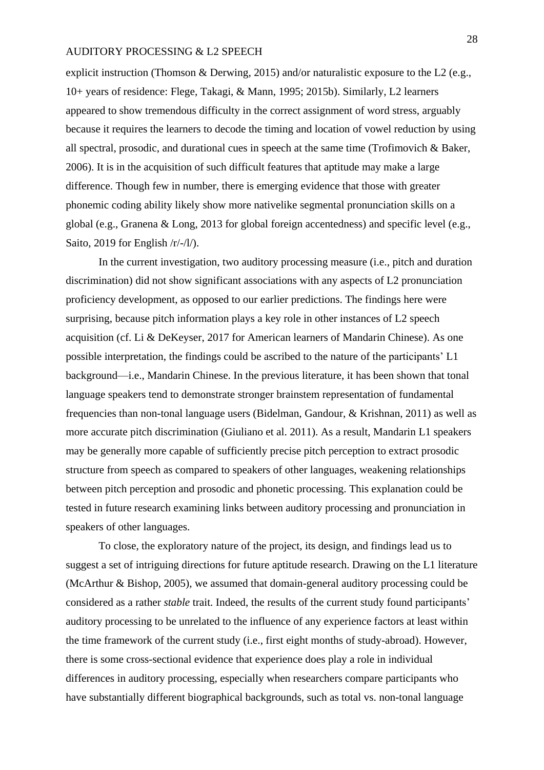explicit instruction (Thomson & Derwing, 2015) and/or naturalistic exposure to the L2 (e.g., 10+ years of residence: Flege, Takagi, & Mann, 1995; 2015b). Similarly, L2 learners appeared to show tremendous difficulty in the correct assignment of word stress, arguably because it requires the learners to decode the timing and location of vowel reduction by using all spectral, prosodic, and durational cues in speech at the same time (Trofimovich & Baker, 2006). It is in the acquisition of such difficult features that aptitude may make a large difference. Though few in number, there is emerging evidence that those with greater phonemic coding ability likely show more nativelike segmental pronunciation skills on a global (e.g., Granena & Long, 2013 for global foreign accentedness) and specific level (e.g., Saito, 2019 for English /r/-/l/).

In the current investigation, two auditory processing measure (i.e., pitch and duration discrimination) did not show significant associations with any aspects of L2 pronunciation proficiency development, as opposed to our earlier predictions. The findings here were surprising, because pitch information plays a key role in other instances of L2 speech acquisition (cf. Li & DeKeyser, 2017 for American learners of Mandarin Chinese). As one possible interpretation, the findings could be ascribed to the nature of the participants' L1 background—i.e., Mandarin Chinese. In the previous literature, it has been shown that tonal language speakers tend to demonstrate stronger brainstem representation of fundamental frequencies than non-tonal language users (Bidelman, Gandour, & Krishnan, 2011) as well as more accurate pitch discrimination (Giuliano et al. 2011). As a result, Mandarin L1 speakers may be generally more capable of sufficiently precise pitch perception to extract prosodic structure from speech as compared to speakers of other languages, weakening relationships between pitch perception and prosodic and phonetic processing. This explanation could be tested in future research examining links between auditory processing and pronunciation in speakers of other languages.

To close, the exploratory nature of the project, its design, and findings lead us to suggest a set of intriguing directions for future aptitude research. Drawing on the L1 literature (McArthur & Bishop, 2005), we assumed that domain-general auditory processing could be considered as a rather *stable* trait. Indeed, the results of the current study found participants' auditory processing to be unrelated to the influence of any experience factors at least within the time framework of the current study (i.e., first eight months of study-abroad). However, there is some cross-sectional evidence that experience does play a role in individual differences in auditory processing, especially when researchers compare participants who have substantially different biographical backgrounds, such as total vs. non-tonal language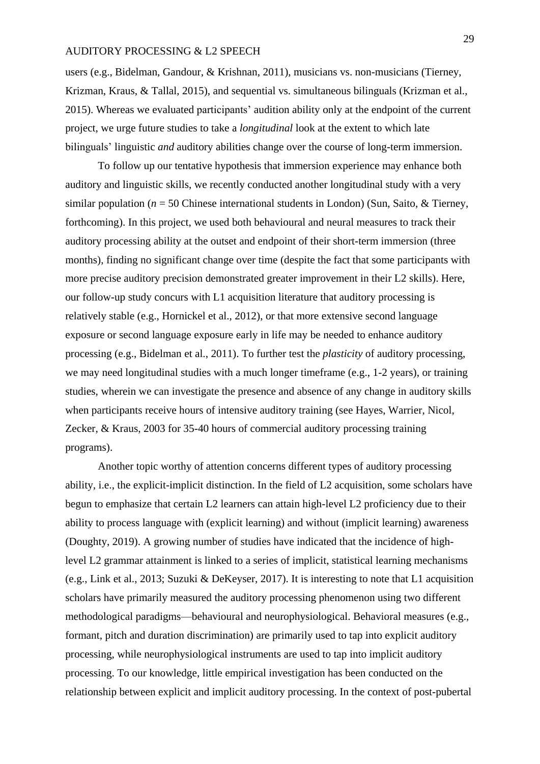users (e.g., Bidelman, Gandour, & Krishnan, 2011), musicians vs. non-musicians (Tierney, Krizman, Kraus, & Tallal, 2015), and sequential vs. simultaneous bilinguals (Krizman et al., 2015). Whereas we evaluated participants' audition ability only at the endpoint of the current project, we urge future studies to take a *longitudinal* look at the extent to which late bilinguals' linguistic *and* auditory abilities change over the course of long-term immersion.

To follow up our tentative hypothesis that immersion experience may enhance both auditory and linguistic skills, we recently conducted another longitudinal study with a very similar population (*n* = 50 Chinese international students in London) (Sun, Saito, & Tierney, forthcoming). In this project, we used both behavioural and neural measures to track their auditory processing ability at the outset and endpoint of their short-term immersion (three months), finding no significant change over time (despite the fact that some participants with more precise auditory precision demonstrated greater improvement in their L2 skills). Here, our follow-up study concurs with L1 acquisition literature that auditory processing is relatively stable (e.g., Hornickel et al., 2012), or that more extensive second language exposure or second language exposure early in life may be needed to enhance auditory processing (e.g., Bidelman et al., 2011). To further test the *plasticity* of auditory processing, we may need longitudinal studies with a much longer timeframe (e.g., 1-2 years), or training studies, wherein we can investigate the presence and absence of any change in auditory skills when participants receive hours of intensive auditory training (see Hayes, Warrier, Nicol, Zecker, & Kraus, 2003 for 35-40 hours of commercial auditory processing training programs).

Another topic worthy of attention concerns different types of auditory processing ability, i.e., the explicit-implicit distinction. In the field of L2 acquisition, some scholars have begun to emphasize that certain L2 learners can attain high-level L2 proficiency due to their ability to process language with (explicit learning) and without (implicit learning) awareness (Doughty, 2019). A growing number of studies have indicated that the incidence of high-level L2 grammar attainment is linked to a series of implicit, statistical learning mechanisms (e.g., Link et al., 2013; Suzuki & DeKeyser, 2017). It is interesting to note that L1 acquisition scholars have primarily measured the auditory processing phenomenon using two different methodological paradigms—behavioural and neurophysiological. Behavioral measures (e.g., formant, pitch and duration discrimination) are primarily used to tap into explicit auditory processing, while neurophysiological instruments are used to tap into implicit auditory processing. To our knowledge, little empirical investigation has been conducted on the relationship between explicit and implicit auditory processing. In the context of post-pubertal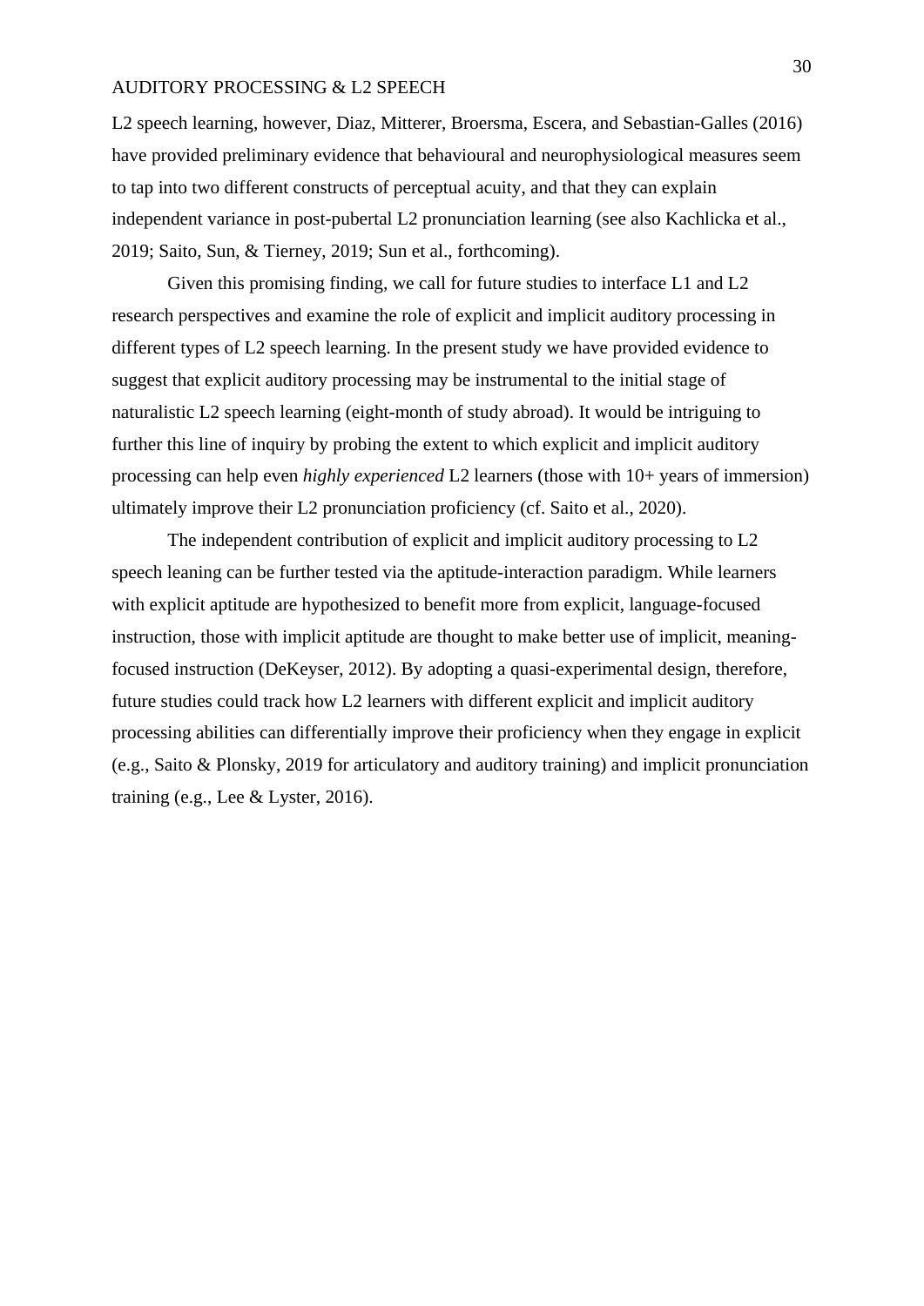L2 speech learning, however, Diaz, Mitterer, Broersma, Escera, and Sebastian-Galles (2016) have provided preliminary evidence that behavioural and neurophysiological measures seem to tap into two different constructs of perceptual acuity, and that they can explain independent variance in post-pubertal L2 pronunciation learning (see also Kachlicka et al., 2019; Saito, Sun, & Tierney, 2019; Sun et al., forthcoming).

Given this promising finding, we call for future studies to interface L1 and L2 research perspectives and examine the role of explicit and implicit auditory processing in different types of L2 speech learning. In the present study we have provided evidence to suggest that explicit auditory processing may be instrumental to the initial stage of naturalistic L2 speech learning (eight-month of study abroad). It would be intriguing to further this line of inquiry by probing the extent to which explicit and implicit auditory processing can help even *highly experienced* L2 learners (those with 10+ years of immersion) ultimately improve their L2 pronunciation proficiency (cf. Saito et al., 2020).

The independent contribution of explicit and implicit auditory processing to L2 speech leaning can be further tested via the aptitude-interaction paradigm. While learners with explicit aptitude are hypothesized to benefit more from explicit, language-focused instruction, those with implicit aptitude are thought to make better use of implicit, meaning-focused instruction (DeKeyser, 2012). By adopting a quasi-experimental design, therefore, future studies could track how L2 learners with different explicit and implicit auditory processing abilities can differentially improve their proficiency when they engage in explicit (e.g., Saito & Plonsky, 2019 for articulatory and auditory training) and implicit pronunciation training (e.g., Lee & Lyster, 2016).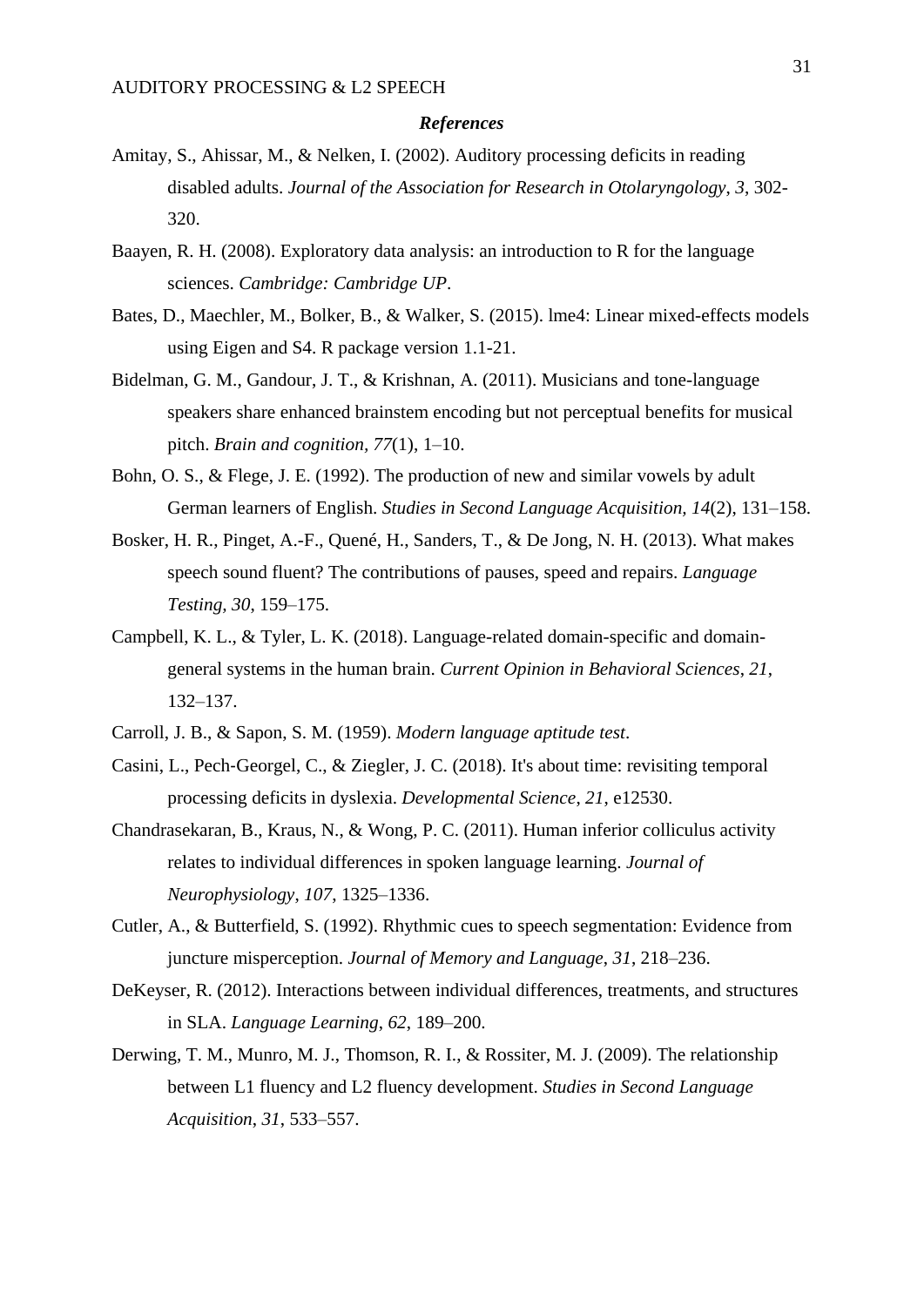### *References*

Amitay, S., Ahissar, M., & Nelken, I. (2002). Auditory processing deficits in reading disabled adults. *Journal of the Association for Research in Otolaryngology*, *3*, 302-320.

Baayen, R. H. (2008). Exploratory data analysis: an introduction to R for the language sciences. *Cambridge: Cambridge UP*.

Bates, D., Maechler, M., Bolker, B., & Walker, S. (2015). lme4: Linear mixed-effects models using Eigen and S4. R package version 1.1-21.

Bidelman, G. M., Gandour, J. T., & Krishnan, A. (2011). Musicians and tone-language speakers share enhanced brainstem encoding but not perceptual benefits for musical pitch. *Brain and cognition*, *77*(1), 1–10.

Bohn, O. S., & Flege, J. E. (1992). The production of new and similar vowels by adult German learners of English. *Studies in Second Language Acquisition, 14*(2), 131–158.

Bosker, H. R., Pinget, A.-F., Quené, H., Sanders, T., & De Jong, N. H. (2013). What makes speech sound fluent? The contributions of pauses, speed and repairs. *Language Testing, 30*, 159–175.

Campbell, K. L., & Tyler, L. K. (2018). Language-related domain-specific and domain-general systems in the human brain. *Current Opinion in Behavioral Sciences*, *21*, 132–137.

Carroll, J. B., & Sapon, S. M. (1959). *Modern language aptitude test*.

Casini, L., Pech‐Georgel, C., & Ziegler, J. C. (2018). It's about time: revisiting temporal processing deficits in dyslexia. *Developmental Science*, *21*, e12530.

Chandrasekaran, B., Kraus, N., & Wong, P. C. (2011). Human inferior colliculus activity relates to individual differences in spoken language learning. *Journal of Neurophysiology*, *107*, 1325–1336.

Cutler, A., & Butterfield, S. (1992). Rhythmic cues to speech segmentation: Evidence from juncture misperception. *Journal of Memory and Language*, *31*, 218–236.

DeKeyser, R. (2012). Interactions between individual differences, treatments, and structures in SLA. *Language Learning*, *62*, 189–200.

Derwing, T. M., Munro, M. J., Thomson, R. I., & Rossiter, M. J. (2009). The relationship between L1 fluency and L2 fluency development. *Studies in Second Language Acquisition*, *31*, 533–557.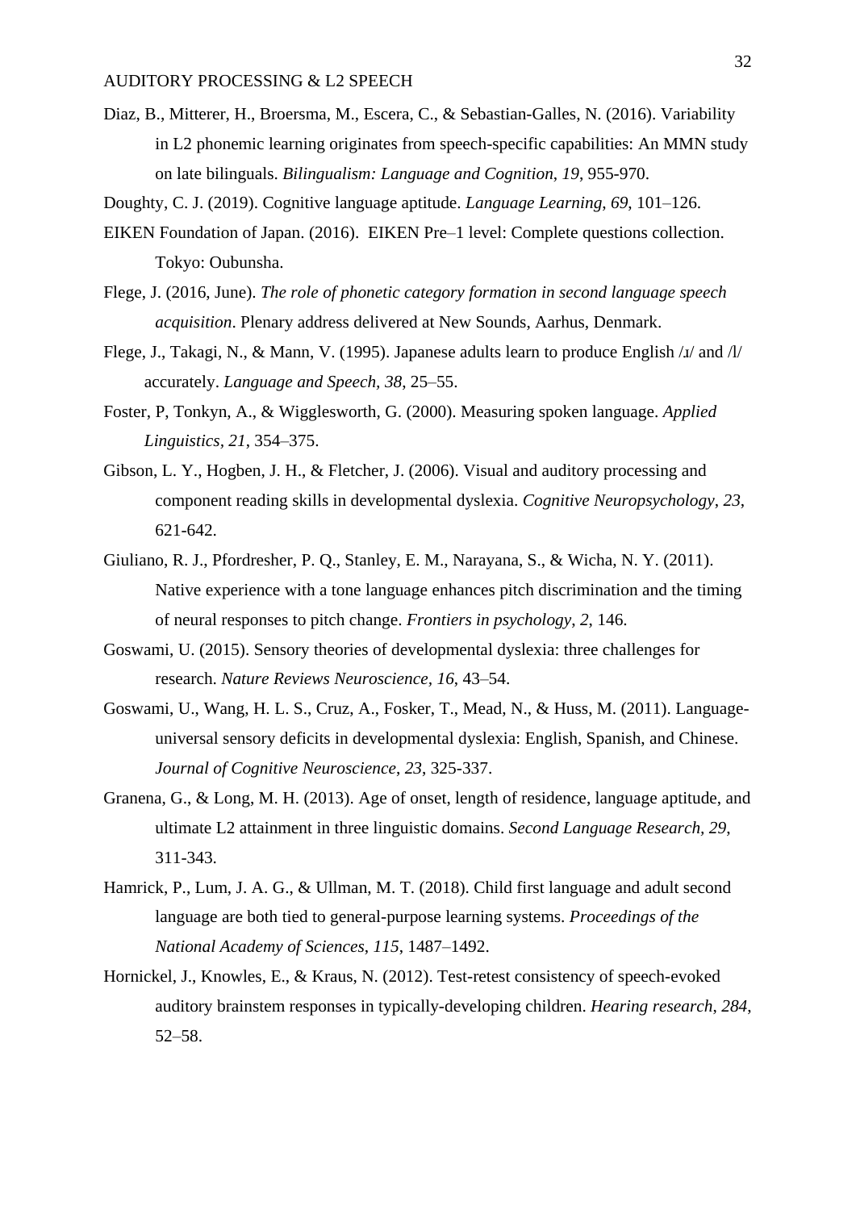Diaz, B., Mitterer, H., Broersma, M., Escera, C., & Sebastian-Galles, N. (2016). Variability in L2 phonemic learning originates from speech-specific capabilities: An MMN study on late bilinguals. *Bilingualism: Language and Cognition*, *19*, 955-970.

Doughty, C. J. (2019). Cognitive language aptitude. *Language Learning*, *69*, 101–126.

EIKEN Foundation of Japan. (2016). EIKEN Pre–1 level: Complete questions collection. Tokyo: Oubunsha.

Flege, J. (2016, June). *The role of phonetic category formation in second language speech acquisition*. Plenary address delivered at New Sounds, Aarhus, Denmark.

Flege, J., Takagi, N., & Mann, V. (1995). Japanese adults learn to produce English /ɹ/ and /l/ accurately. *Language and Speech, 38*, 25–55.

Foster, P, Tonkyn, A., & Wigglesworth, G. (2000). Measuring spoken language. *Applied Linguistics, 21*, 354–375.

Gibson, L. Y., Hogben, J. H., & Fletcher, J. (2006). Visual and auditory processing and component reading skills in developmental dyslexia. *Cognitive Neuropsychology*, *23*, 621-642.

Giuliano, R. J., Pfordresher, P. Q., Stanley, E. M., Narayana, S., & Wicha, N. Y. (2011). Native experience with a tone language enhances pitch discrimination and the timing of neural responses to pitch change. *Frontiers in psychology*, *2*, 146.

Goswami, U. (2015). Sensory theories of developmental dyslexia: three challenges for research. *Nature Reviews Neuroscience, 16*, 43–54.

Goswami, U., Wang, H. L. S., Cruz, A., Fosker, T., Mead, N., & Huss, M. (2011). Language-universal sensory deficits in developmental dyslexia: English, Spanish, and Chinese. *Journal of Cognitive Neuroscience*, *23*, 325-337.

Granena, G., & Long, M. H. (2013). Age of onset, length of residence, language aptitude, and ultimate L2 attainment in three linguistic domains. *Second Language Research*, *29*, 311-343.

Hamrick, P., Lum, J. A. G., & Ullman, M. T. (2018). Child first language and adult second language are both tied to general-purpose learning systems. *Proceedings of the National Academy of Sciences*, *115*, 1487–1492.

Hornickel, J., Knowles, E., & Kraus, N. (2012). Test-retest consistency of speech-evoked auditory brainstem responses in typically-developing children. *Hearing research*, *284*, 52–58.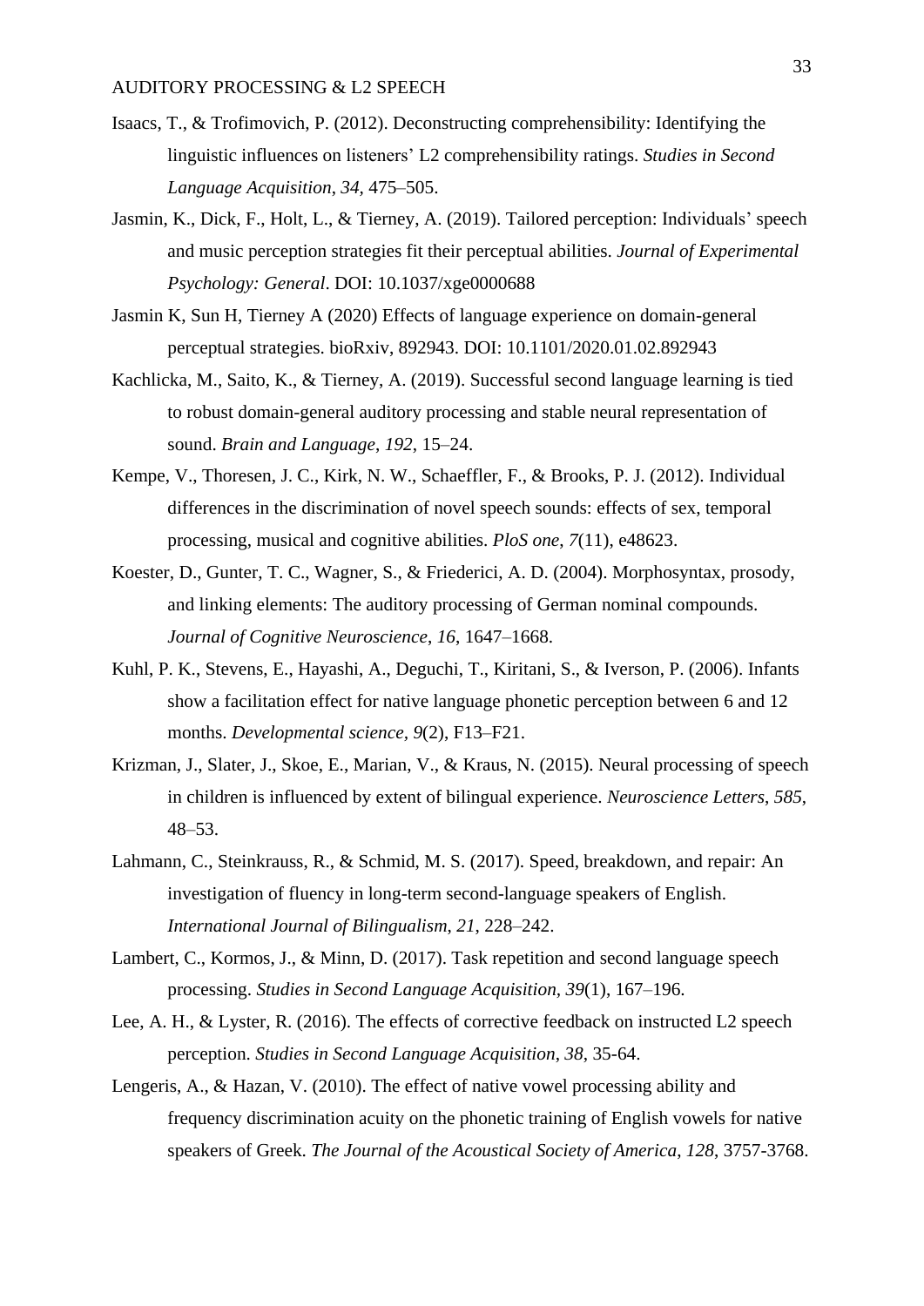Isaacs, T., & Trofimovich, P. (2012). Deconstructing comprehensibility: Identifying the linguistic influences on listeners' L2 comprehensibility ratings. *Studies in Second Language Acquisition*, *34*, 475–505.

Jasmin, K., Dick, F., Holt, L., & Tierney, A. (2019). Tailored perception: Individuals' speech and music perception strategies fit their perceptual abilities. *Journal of Experimental Psychology: General*. DOI: 10.1037/xge0000688

Jasmin K, Sun H, Tierney A (2020) Effects of language experience on domain-general perceptual strategies. bioRxiv, 892943. DOI: 10.1101/2020.01.02.892943

Kachlicka, M., Saito, K., & Tierney, A. (2019). Successful second language learning is tied to robust domain-general auditory processing and stable neural representation of sound. *Brain and Language*, *192*, 15–24.

Kempe, V., Thoresen, J. C., Kirk, N. W., Schaeffler, F., & Brooks, P. J. (2012). Individual differences in the discrimination of novel speech sounds: effects of sex, temporal processing, musical and cognitive abilities. *PloS one*, *7*(11), e48623.

Koester, D., Gunter, T. C., Wagner, S., & Friederici, A. D. (2004). Morphosyntax, prosody, and linking elements: The auditory processing of German nominal compounds. *Journal of Cognitive Neuroscience*, *16*, 1647–1668.

Kuhl, P. K., Stevens, E., Hayashi, A., Deguchi, T., Kiritani, S., & Iverson, P. (2006). Infants show a facilitation effect for native language phonetic perception between 6 and 12 months. *Developmental science, 9*(2), F13–F21.

Krizman, J., Slater, J., Skoe, E., Marian, V., & Kraus, N. (2015). Neural processing of speech in children is influenced by extent of bilingual experience. *Neuroscience Letters*, *585*, 48–53.

Lahmann, C., Steinkrauss, R., & Schmid, M. S. (2017). Speed, breakdown, and repair: An investigation of fluency in long-term second-language speakers of English. *International Journal of Bilingualism*, *21*, 228–242.

Lambert, C., Kormos, J., & Minn, D. (2017). Task repetition and second language speech processing. *Studies in Second Language Acquisition*, *39*(1), 167–196.

Lee, A. H., & Lyster, R. (2016). The effects of corrective feedback on instructed L2 speech perception. *Studies in Second Language Acquisition*, *38*, 35-64.

Lengeris, A., & Hazan, V. (2010). The effect of native vowel processing ability and frequency discrimination acuity on the phonetic training of English vowels for native speakers of Greek. *The Journal of the Acoustical Society of America*, *128*, 3757-3768.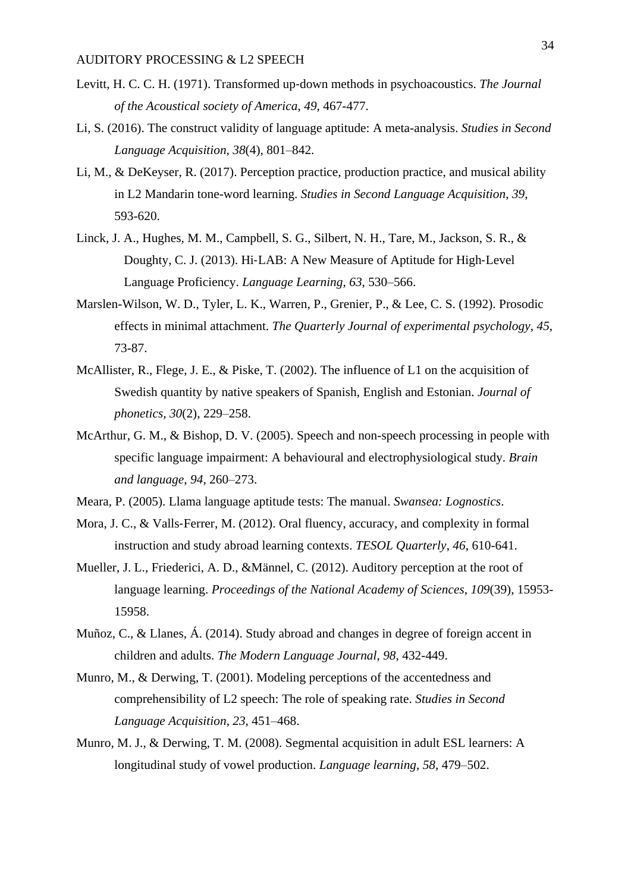Levitt, H. C. C. H. (1971). Transformed up-down methods in psychoacoustics. *The Journal of the Acoustical society of America*, *49*, 467-477.

Li, S. (2016). The construct validity of language aptitude: A meta-analysis. *Studies in Second Language Acquisition, 38*(4), 801–842.

Li, M., & DeKeyser, R. (2017). Perception practice, production practice, and musical ability in L2 Mandarin tone-word learning. *Studies in Second Language Acquisition*, *39*, 593-620.

Linck, J. A., Hughes, M. M., Campbell, S. G., Silbert, N. H., Tare, M., Jackson, S. R., & Doughty, C. J. (2013). Hi‐LAB: A New Measure of Aptitude for High‐Level Language Proficiency. *Language Learning*, *63*, 530–566.

Marslen-Wilson, W. D., Tyler, L. K., Warren, P., Grenier, P., & Lee, C. S. (1992). Prosodic effects in minimal attachment. *The Quarterly Journal of experimental psychology*, *45*, 73-87.

McAllister, R., Flege, J. E., & Piske, T. (2002). The influence of L1 on the acquisition of Swedish quantity by native speakers of Spanish, English and Estonian. *Journal of phonetics, 30*(2), 229–258.

McArthur, G. M., & Bishop, D. V. (2005). Speech and non-speech processing in people with specific language impairment: A behavioural and electrophysiological study. *Brain and language*, *94*, 260–273.

Meara, P. (2005). Llama language aptitude tests: The manual. *Swansea: Lognostics*.

Mora, J. C., & Valls‐Ferrer, M. (2012). Oral fluency, accuracy, and complexity in formal instruction and study abroad learning contexts. *TESOL Quarterly*, *46*, 610-641.

Mueller, J. L., Friederici, A. D., &Männel, C. (2012). Auditory perception at the root of language learning. *Proceedings of the National Academy of Sciences*, *109*(39), 15953-15958.

Muñoz, C., & Llanes, Á. (2014). Study abroad and changes in degree of foreign accent in children and adults. *The Modern Language Journal*, *98*, 432-449.

Munro, M., & Derwing, T. (2001). Modeling perceptions of the accentedness and comprehensibility of L2 speech: The role of speaking rate. *Studies in Second Language Acquisition*, *23*, 451–468.

Munro, M. J., & Derwing, T. M. (2008). Segmental acquisition in adult ESL learners: A longitudinal study of vowel production. *Language learning*, *58*, 479–502.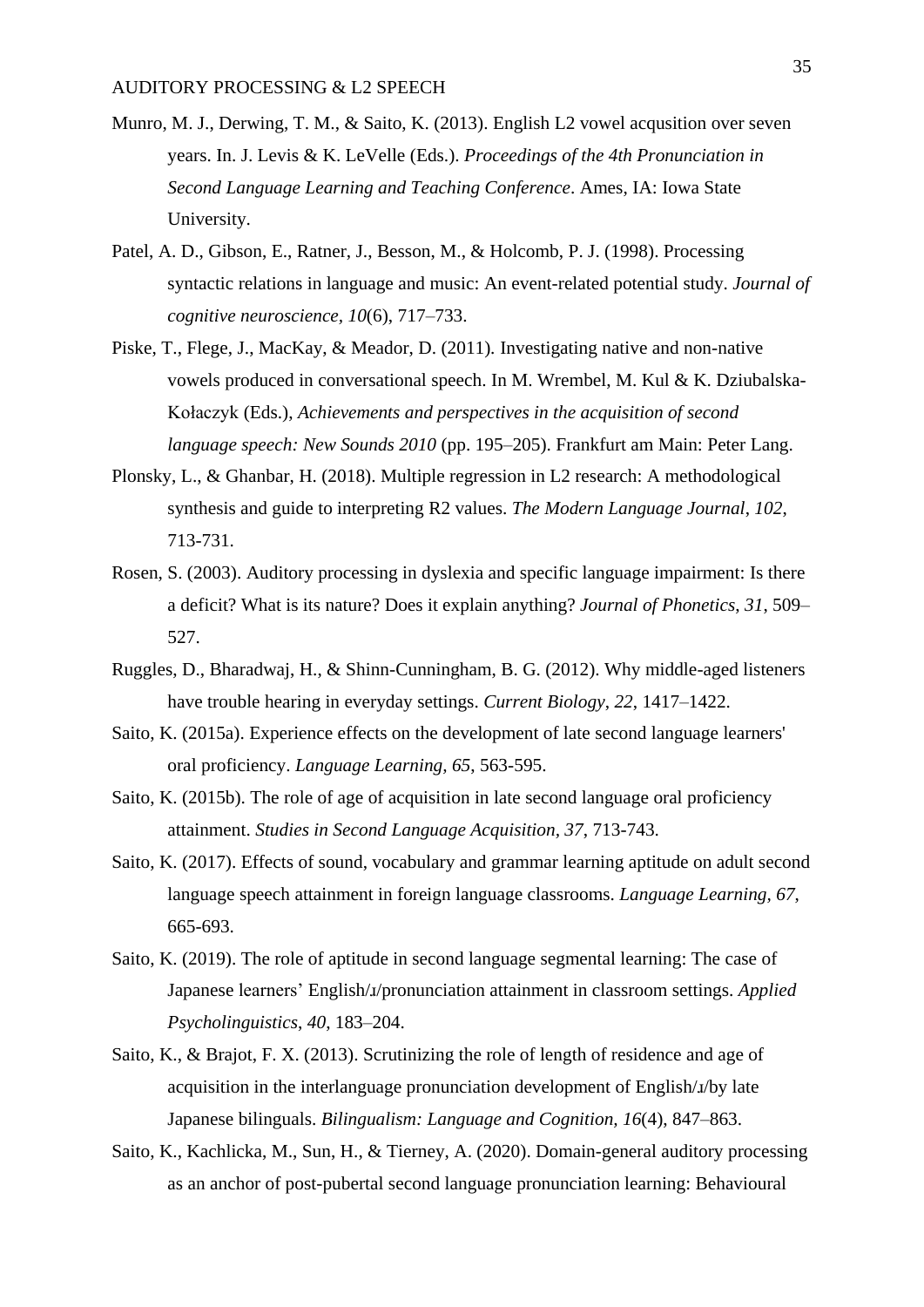Munro, M. J., Derwing, T. M., & Saito, K. (2013). English L2 vowel acqusition over seven years. In. J. Levis & K. LeVelle (Eds.). *Proceedings of the 4th Pronunciation in Second Language Learning and Teaching Conference*. Ames, IA: Iowa State University.

Patel, A. D., Gibson, E., Ratner, J., Besson, M., & Holcomb, P. J. (1998). Processing syntactic relations in language and music: An event-related potential study. *Journal of cognitive neuroscience, 10*(6), 717–733.

Piske, T., Flege, J., MacKay, & Meador, D. (2011). Investigating native and non-native vowels produced in conversational speech. In M. Wrembel, M. Kul & K. Dziubalska-Kołaczyk (Eds.), *Achievements and perspectives in the acquisition of second language speech: New Sounds 2010* (pp. 195–205). Frankfurt am Main: Peter Lang.

Plonsky, L., & Ghanbar, H. (2018). Multiple regression in L2 research: A methodological synthesis and guide to interpreting R2 values. *The Modern Language Journal*, *102*, 713-731.

Rosen, S. (2003). Auditory processing in dyslexia and specific language impairment: Is there a deficit? What is its nature? Does it explain anything? *Journal of Phonetics*, *31*, 509–527.

Ruggles, D., Bharadwaj, H., & Shinn-Cunningham, B. G. (2012). Why middle-aged listeners have trouble hearing in everyday settings. *Current Biology*, *22*, 1417–1422.

Saito, K. (2015a). Experience effects on the development of late second language learners' oral proficiency. *Language Learning, 65*, 563-595.

Saito, K. (2015b). The role of age of acquisition in late second language oral proficiency attainment. *Studies in Second Language Acquisition, 37*, 713-743.

Saito, K. (2017). Effects of sound, vocabulary and grammar learning aptitude on adult second language speech attainment in foreign language classrooms. *Language Learning, 67*, 665-693.

Saito, K. (2019). The role of aptitude in second language segmental learning: The case of Japanese learners' English/ɹ/pronunciation attainment in classroom settings. *Applied Psycholinguistics*, *40*, 183–204.

Saito, K., & Brajot, F. X. (2013). Scrutinizing the role of length of residence and age of acquisition in the interlanguage pronunciation development of English/ɹ/by late Japanese bilinguals. *Bilingualism: Language and Cognition, 16*(4), 847–863.

Saito, K., Kachlicka, M., Sun, H., & Tierney, A. (2020). Domain-general auditory processing as an anchor of post-pubertal second language pronunciation learning: Behavioural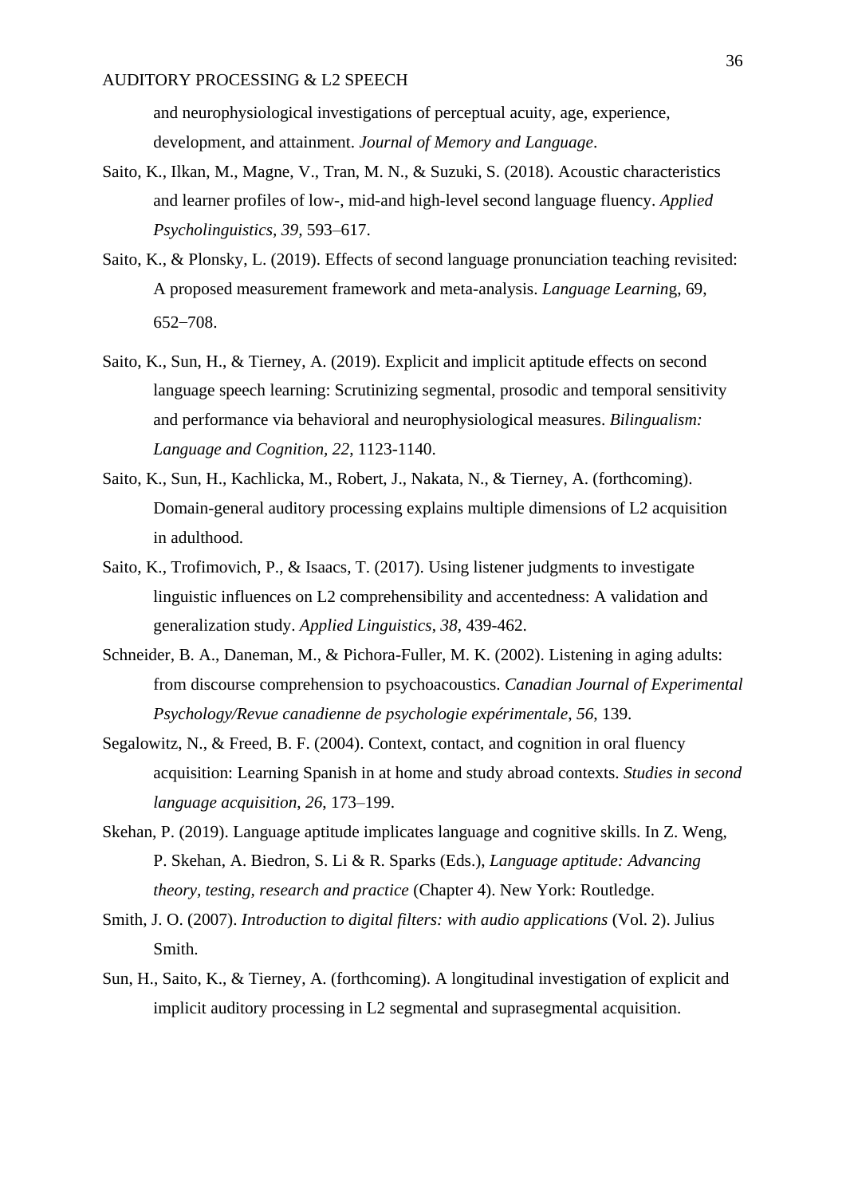and neurophysiological investigations of perceptual acuity, age, experience, development, and attainment. *Journal of Memory and Language*.

Saito, K., Ilkan, M., Magne, V., Tran, M. N., & Suzuki, S. (2018). Acoustic characteristics and learner profiles of low-, mid-and high-level second language fluency. *Applied Psycholinguistics, 39*, 593–617.

Saito, K., & Plonsky, L. (2019). Effects of second language pronunciation teaching revisited: A proposed measurement framework and meta-analysis. *Language Learnin*g, 69, 652−708.

Saito, K., Sun, H., & Tierney, A. (2019). Explicit and implicit aptitude effects on second language speech learning: Scrutinizing segmental, prosodic and temporal sensitivity and performance via behavioral and neurophysiological measures. *Bilingualism: Language and Cognition, 22*, 1123-1140.

Saito, K., Sun, H., Kachlicka, M., Robert, J., Nakata, N., & Tierney, A. (forthcoming). Domain-general auditory processing explains multiple dimensions of L2 acquisition in adulthood.

Saito, K., Trofimovich, P., & Isaacs, T. (2017). Using listener judgments to investigate linguistic influences on L2 comprehensibility and accentedness: A validation and generalization study. *Applied Linguistics*, *38*, 439-462.

Schneider, B. A., Daneman, M., & Pichora-Fuller, M. K. (2002). Listening in aging adults: from discourse comprehension to psychoacoustics. *Canadian Journal of Experimental Psychology/Revue canadienne de psychologie expérimentale*, *56*, 139.

Segalowitz, N., & Freed, B. F. (2004). Context, contact, and cognition in oral fluency acquisition: Learning Spanish in at home and study abroad contexts. *Studies in second language acquisition*, *26*, 173–199.

Skehan, P. (2019). Language aptitude implicates language and cognitive skills. In Z. Weng, P. Skehan, A. Biedron, S. Li & R. Sparks (Eds.), *Language aptitude: Advancing theory, testing, research and practice* (Chapter 4). New York: Routledge.

Smith, J. O. (2007). *Introduction to digital filters: with audio applications* (Vol. 2). Julius Smith.

Sun, H., Saito, K., & Tierney, A. (forthcoming). A longitudinal investigation of explicit and implicit auditory processing in L2 segmental and suprasegmental acquisition.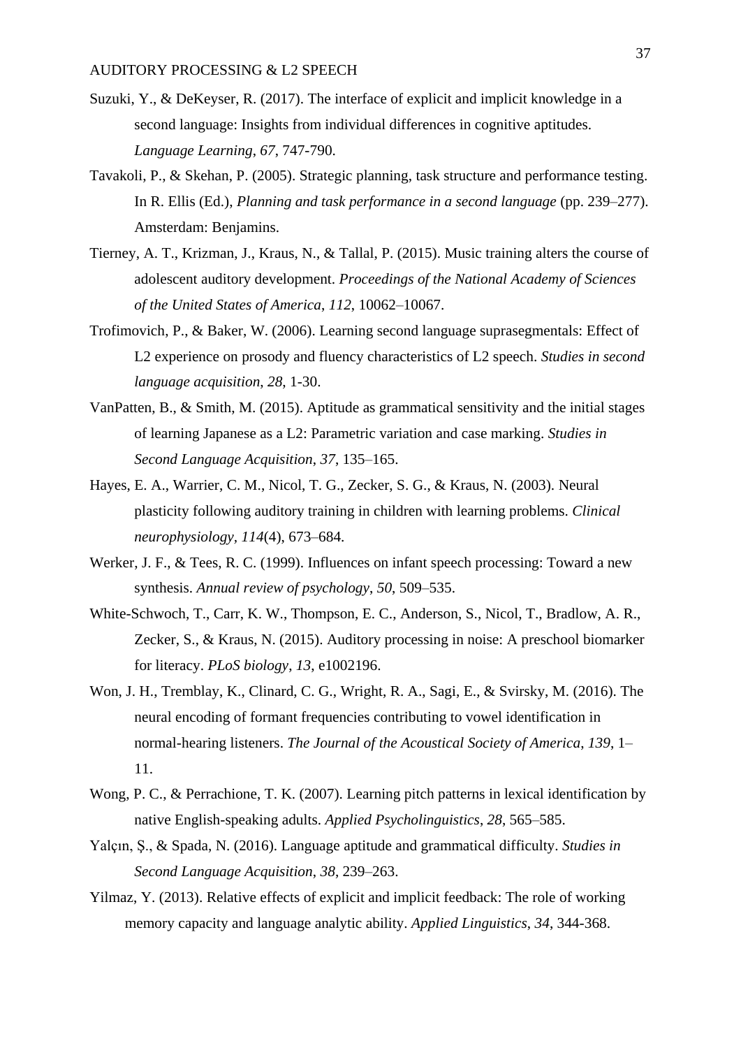Suzuki, Y., & DeKeyser, R. (2017). The interface of explicit and implicit knowledge in a second language: Insights from individual differences in cognitive aptitudes. *Language Learning*, *67*, 747-790.

Tavakoli, P., & Skehan, P. (2005). Strategic planning, task structure and performance testing. In R. Ellis (Ed.), *Planning and task performance in a second language* (pp. 239–277). Amsterdam: Benjamins.

Tierney, A. T., Krizman, J., Kraus, N., & Tallal, P. (2015). Music training alters the course of adolescent auditory development. *Proceedings of the National Academy of Sciences of the United States of America*, *112*, 10062–10067.

Trofimovich, P., & Baker, W. (2006). Learning second language suprasegmentals: Effect of L2 experience on prosody and fluency characteristics of L2 speech. *Studies in second language acquisition*, *28*, 1-30.

VanPatten, B., & Smith, M. (2015). Aptitude as grammatical sensitivity and the initial stages of learning Japanese as a L2: Parametric variation and case marking. *Studies in Second Language Acquisition*, *37*, 135–165.

Hayes, E. A., Warrier, C. M., Nicol, T. G., Zecker, S. G., & Kraus, N. (2003). Neural plasticity following auditory training in children with learning problems. *Clinical neurophysiology*, *114*(4), 673–684.

Werker, J. F., & Tees, R. C. (1999). Influences on infant speech processing: Toward a new synthesis. *Annual review of psychology*, *50*, 509–535.

White-Schwoch, T., Carr, K. W., Thompson, E. C., Anderson, S., Nicol, T., Bradlow, A. R., Zecker, S., & Kraus, N. (2015). Auditory processing in noise: A preschool biomarker for literacy. *PLoS biology*, *13*, e1002196.

Won, J. H., Tremblay, K., Clinard, C. G., Wright, R. A., Sagi, E., & Svirsky, M. (2016). The neural encoding of formant frequencies contributing to vowel identification in normal-hearing listeners. *The Journal of the Acoustical Society of America*, *139*, 1–11.

Wong, P. C., & Perrachione, T. K. (2007). Learning pitch patterns in lexical identification by native English-speaking adults. *Applied Psycholinguistics*, *28*, 565–585.

Yalçın, Ş., & Spada, N. (2016). Language aptitude and grammatical difficulty. *Studies in Second Language Acquisition*, *38*, 239–263.

Yilmaz, Y. (2013). Relative effects of explicit and implicit feedback: The role of working memory capacity and language analytic ability. *Applied Linguistics*, *34*, 344-368.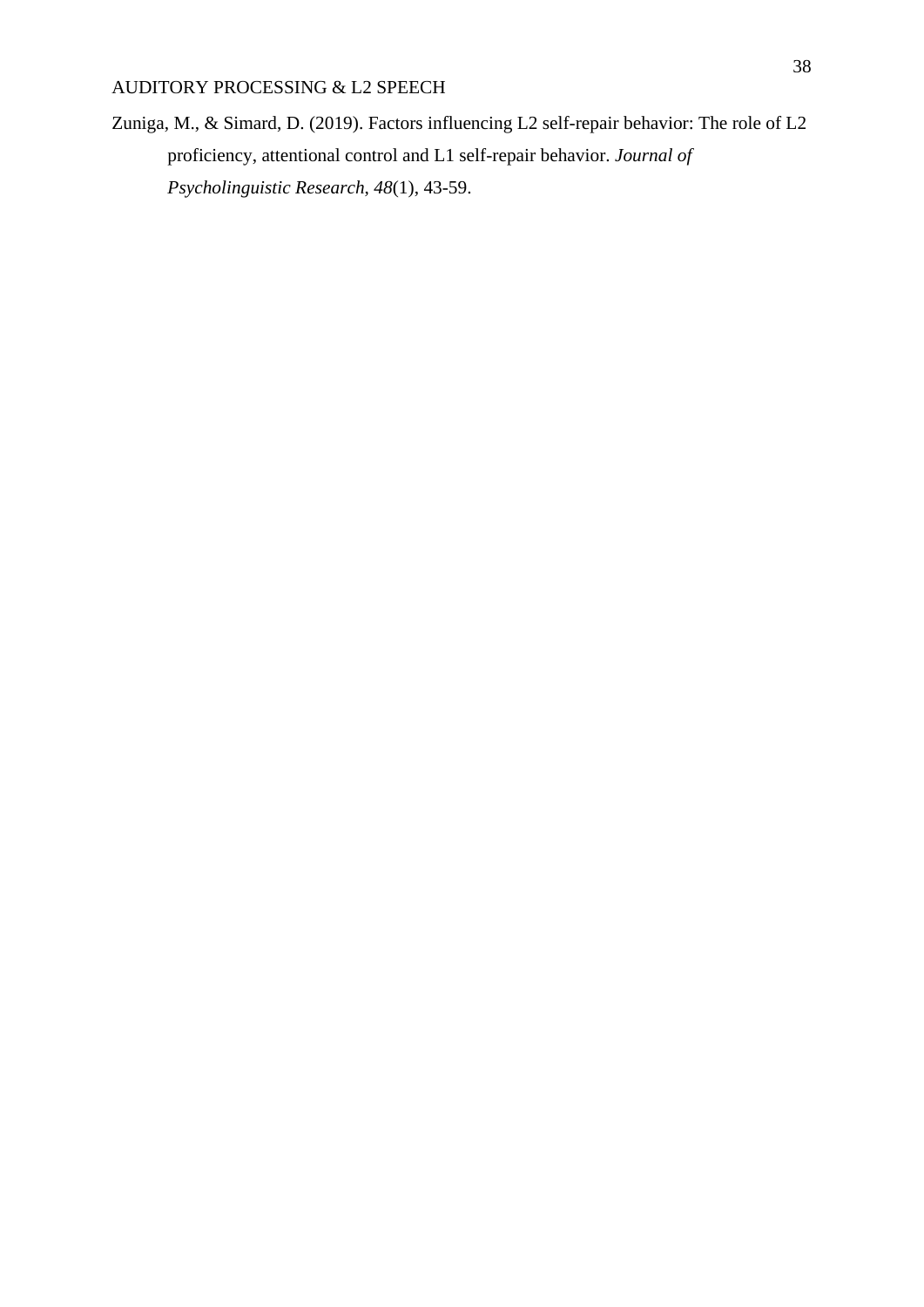Zuniga, M., & Simard, D. (2019). Factors influencing L2 self-repair behavior: The role of L2 proficiency, attentional control and L1 self-repair behavior. *Journal of Psycholinguistic Research*, *48*(1), 43-59.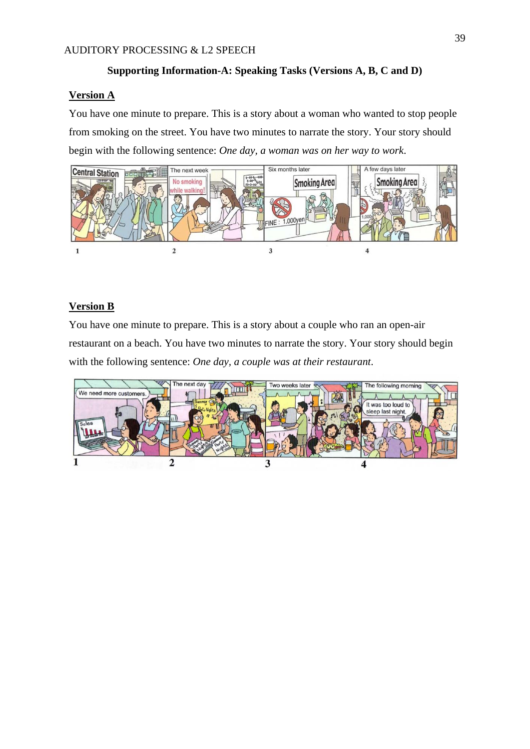**Supporting Information-A: Speaking Tasks (Versions A, B, C and D)**

**Version A**

You have one minute to prepare. This is a story about a woman who wanted to stop people from smoking on the street. You have two minutes to narrate the story. Your story should begin with the following sentence: *One day, a woman was on her way to work.*

**Version B**

You have one minute to prepare. This is a story about a couple who ran an open-air restaurant on a beach. You have two minutes to narrate the story. Your story should begin with the following sentence: *One day, a couple was at their restaurant*.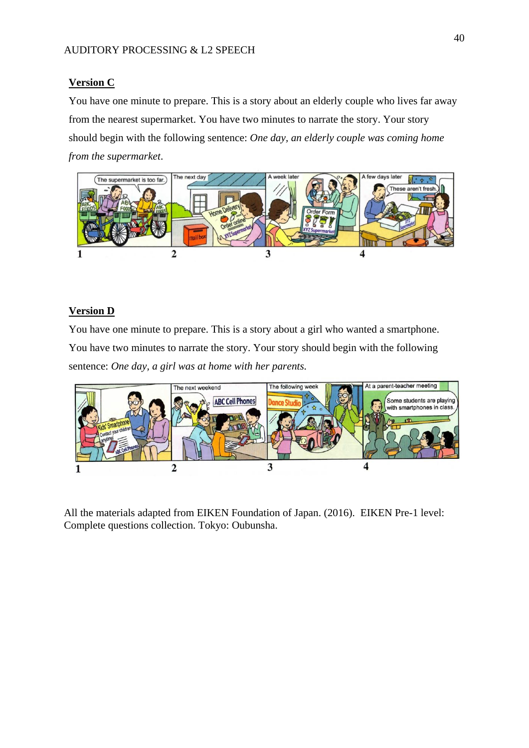**Version C**

You have one minute to prepare. This is a story about an elderly couple who lives far away from the nearest supermarket. You have two minutes to narrate the story. Your story should begin with the following sentence: *One day, an elderly couple was coming home from the supermarket*.

**Version D**

You have one minute to prepare. This is a story about a girl who wanted a smartphone. You have two minutes to narrate the story. Your story should begin with the following sentence: *One day, a girl was at home with her parents.*

All the materials adapted from EIKEN Foundation of Japan. (2016). EIKEN Pre-1 level: Complete questions collection. Tokyo: Oubunsha.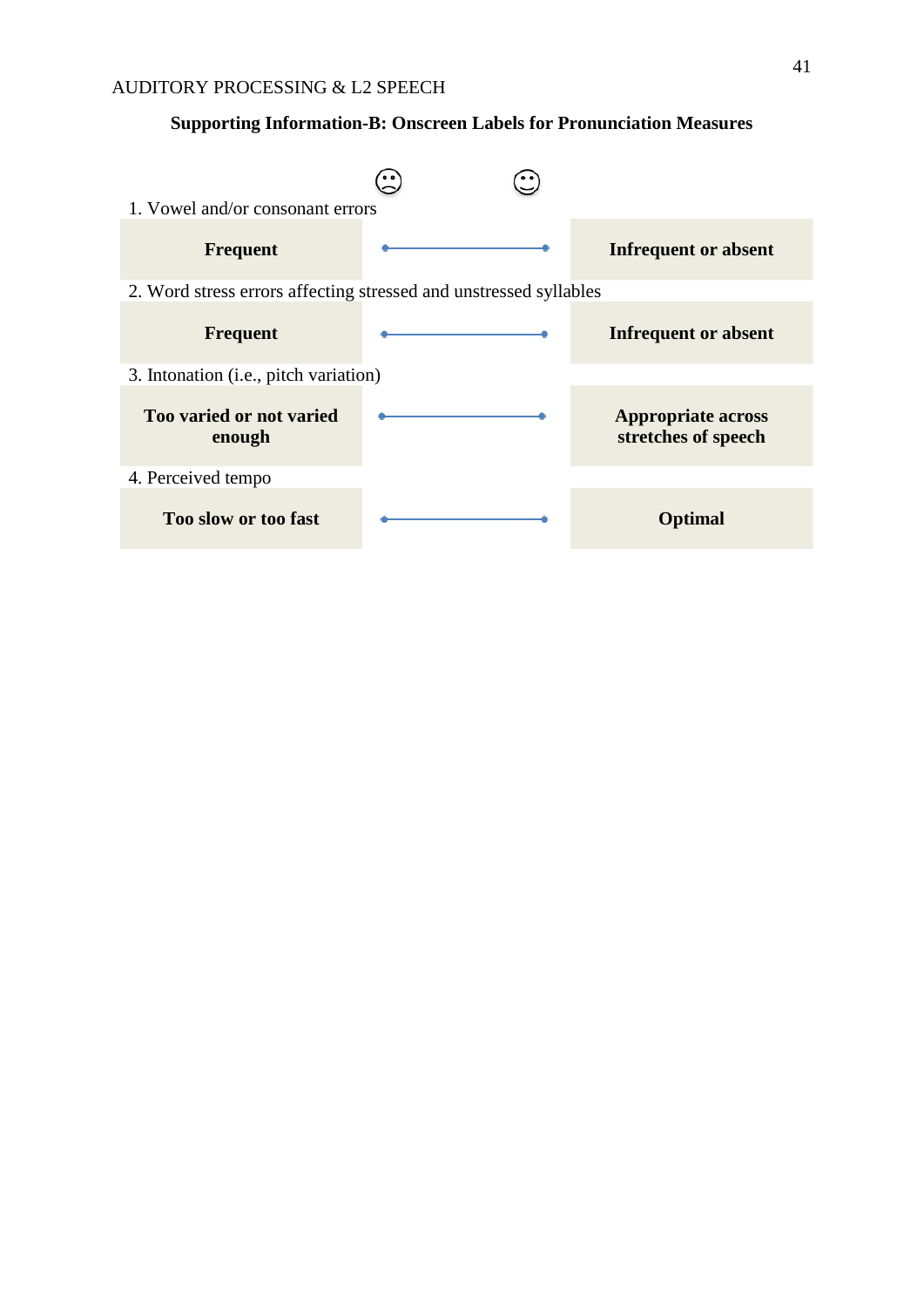**Supporting Information-B: Onscreen Labels for Pronunciation Measures**

☹ ☺

1. Vowel and/or consonant errors

| **Frequent** | ●———————● | **Infrequent or absent** |
|---|---|---|

2. Word stress errors affecting stressed and unstressed syllables

| **Frequent** | ●———————● | **Infrequent or absent** |
|---|---|---|

3. Intonation (i.e., pitch variation)

| **Too varied or not varied enough** | ●———————● | **Appropriate across stretches of speech** |
|---|---|---|

4. Perceived tempo

| **Too slow or too fast** | ●———————● | **Optimal** |
|---|---|---|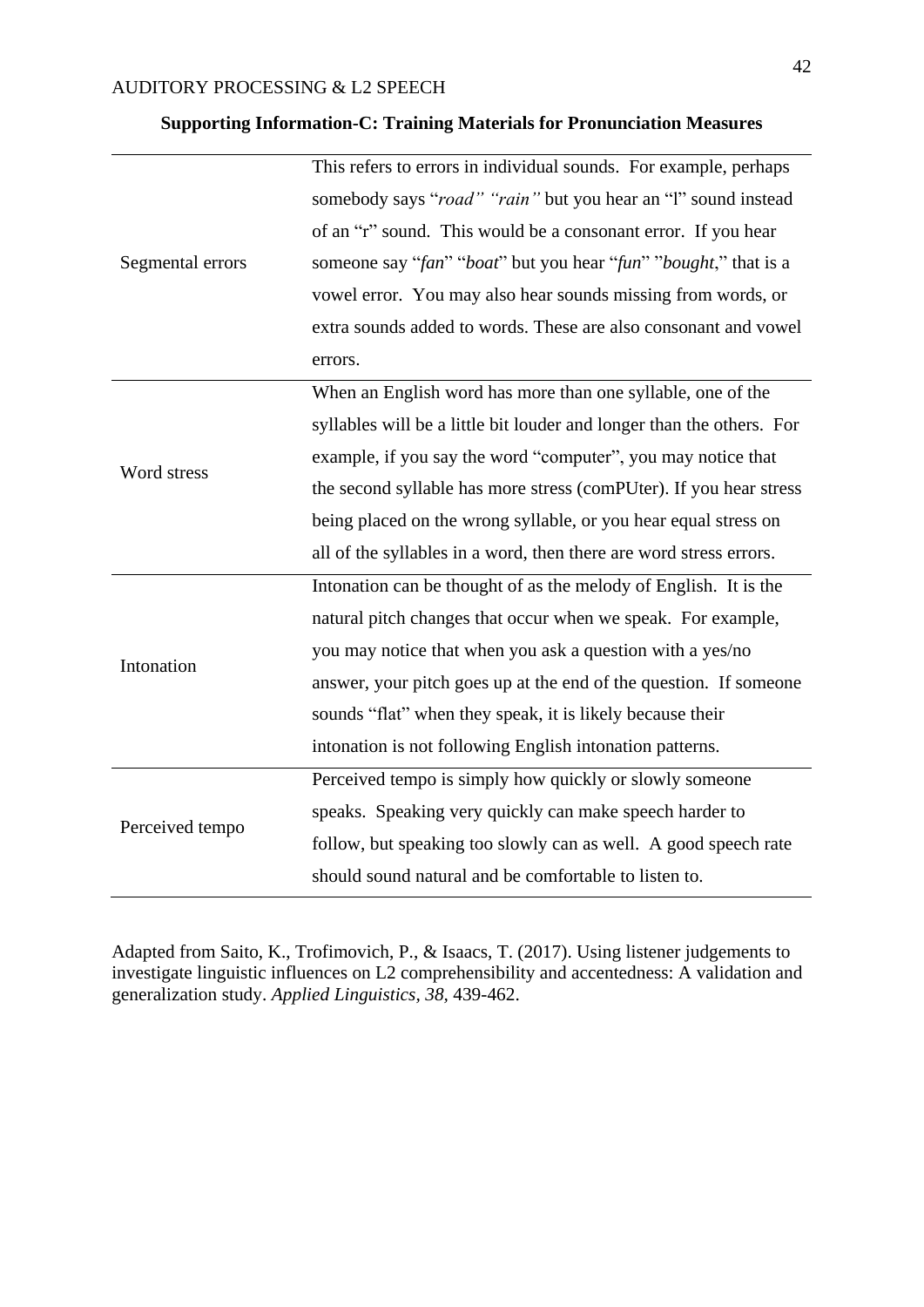**Supporting Information-C: Training Materials for Pronunciation Measures**

| | |
|---|---|
| Segmental errors | This refers to errors in individual sounds. For example, perhaps somebody says "*road" "rain"* but you hear an "l" sound instead of an "r" sound. This would be a consonant error. If you hear someone say "*fan*" "*boat*" but you hear "*fun*" "*bought*," that is a vowel error. You may also hear sounds missing from words, or extra sounds added to words. These are also consonant and vowel errors. |
| Word stress | When an English word has more than one syllable, one of the syllables will be a little bit louder and longer than the others. For example, if you say the word "computer", you may notice that the second syllable has more stress (comPUter). If you hear stress being placed on the wrong syllable, or you hear equal stress on all of the syllables in a word, then there are word stress errors. |
| Intonation | Intonation can be thought of as the melody of English. It is the natural pitch changes that occur when we speak. For example, you may notice that when you ask a question with a yes/no answer, your pitch goes up at the end of the question. If someone sounds "flat" when they speak, it is likely because their intonation is not following English intonation patterns. |
| Perceived tempo | Perceived tempo is simply how quickly or slowly someone speaks. Speaking very quickly can make speech harder to follow, but speaking too slowly can as well. A good speech rate should sound natural and be comfortable to listen to. |

Adapted from Saito, K., Trofimovich, P., & Isaacs, T. (2017). Using listener judgements to investigate linguistic influences on L2 comprehensibility and accentedness: A validation and generalization study. *Applied Linguistics, 38,* 439-462.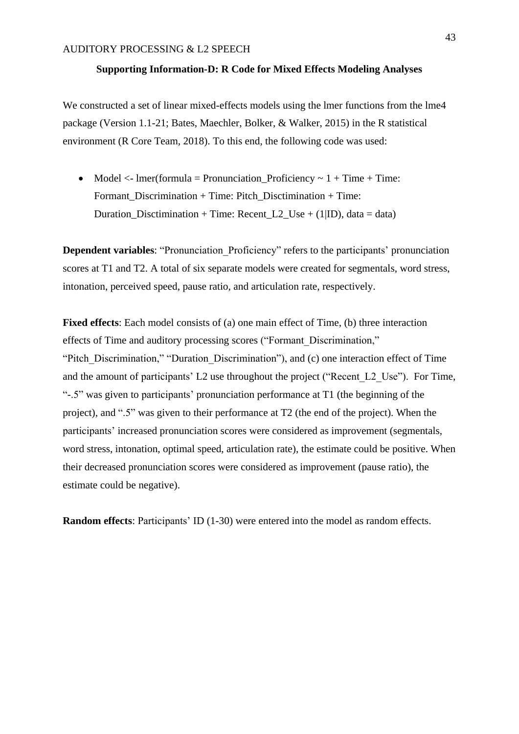**Supporting Information-D: R Code for Mixed Effects Modeling Analyses**

We constructed a set of linear mixed-effects models using the lmer functions from the lme4 package (Version 1.1-21; Bates, Maechler, Bolker, & Walker, 2015) in the R statistical environment (R Core Team, 2018). To this end, the following code was used:

- Model <- lmer(formula = Pronunciation_Proficiency ~ 1 + Time + Time: Formant_Discrimination + Time: Pitch_Disctimination + Time: Duration_Disctimination + Time: Recent_L2_Use + (1|ID), data = data)

**Dependent variables**: "Pronunciation_Proficiency" refers to the participants' pronunciation scores at T1 and T2. A total of six separate models were created for segmentals, word stress, intonation, perceived speed, pause ratio, and articulation rate, respectively.

**Fixed effects**: Each model consists of (a) one main effect of Time, (b) three interaction effects of Time and auditory processing scores ("Formant_Discrimination," "Pitch_Discrimination," "Duration_Discrimination"), and (c) one interaction effect of Time and the amount of participants' L2 use throughout the project ("Recent_L2_Use"). For Time, "-.5" was given to participants' pronunciation performance at T1 (the beginning of the project), and ".5" was given to their performance at T2 (the end of the project). When the participants' increased pronunciation scores were considered as improvement (segmentals, word stress, intonation, optimal speed, articulation rate), the estimate could be positive. When their decreased pronunciation scores were considered as improvement (pause ratio), the estimate could be negative).

**Random effects**: Participants' ID (1-30) were entered into the model as random effects.